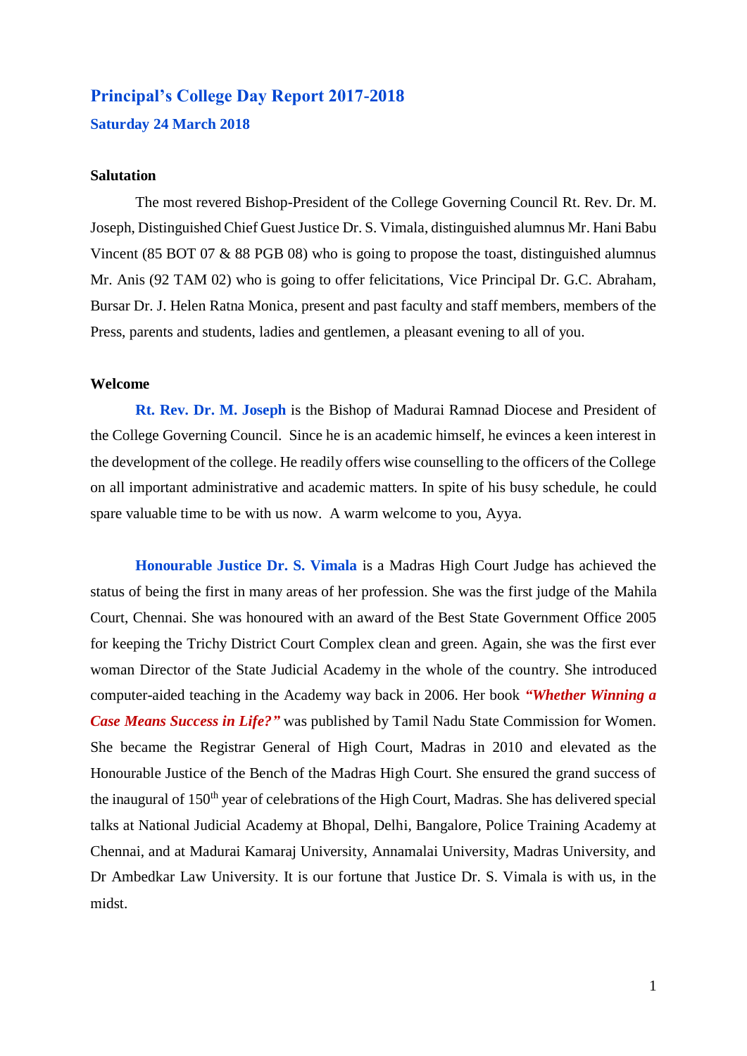# Principal's College Day Report 2017-2018

## Saturday 24 March 2018

### Salutation

The most revered Bishop-President of the College Governing Council Rt. Rev. Dr. M. Joseph, Distinguished Chief Guest Justice Dr. S. Vimala, distinguished alumnus Mr. Hani Babu Vincent (85 BOT 07 & 88 PGB 08) who is going to propose the toast, distinguished alumnus Mr. Anis (92 TAM 02) who is going to offer felicitations, Vice Principal Dr. G.C. Abraham, Bursar Dr. J. Helen Ratna Monica, present and past faculty and staff members, members of the Press, parents and students, ladies and gentlemen, a pleasant evening to all of you.

### Welcome

**Rt. Rev. Dr. M. Joseph** is the Bishop of Madurai Ramnad Diocese and President of the College Governing Council. Since he is an academic himself, he evinces a keen interest in the development of the college. He readily offers wise counselling to the officers of the College on all important administrative and academic matters. In spite of his busy schedule, he could spare valuable time to be with us now. A warm welcome to you, Ayya.

**Honourable Justice Dr. S. Vimala** is a Madras High Court Judge has achieved the status of being the first in many areas of her profession. She was the first judge of the Mahila Court, Chennai. She was honoured with an award of the Best State Government Office 2005 for keeping the Trichy District Court Complex clean and green. Again, she was the first ever woman Director of the State Judicial Academy in the whole of the country. She introduced computer-aided teaching in the Academy way back in 2006. Her book ***"Whether Winning a Case Means Success in Life?"*** was published by Tamil Nadu State Commission for Women. She became the Registrar General of High Court, Madras in 2010 and elevated as the Honourable Justice of the Bench of the Madras High Court. She ensured the grand success of the inaugural of 150$^{th}$ year of celebrations of the High Court, Madras. She has delivered special talks at National Judicial Academy at Bhopal, Delhi, Bangalore, Police Training Academy at Chennai, and at Madurai Kamaraj University, Annamalai University, Madras University, and Dr Ambedkar Law University. It is our fortune that Justice Dr. S. Vimala is with us, in the midst.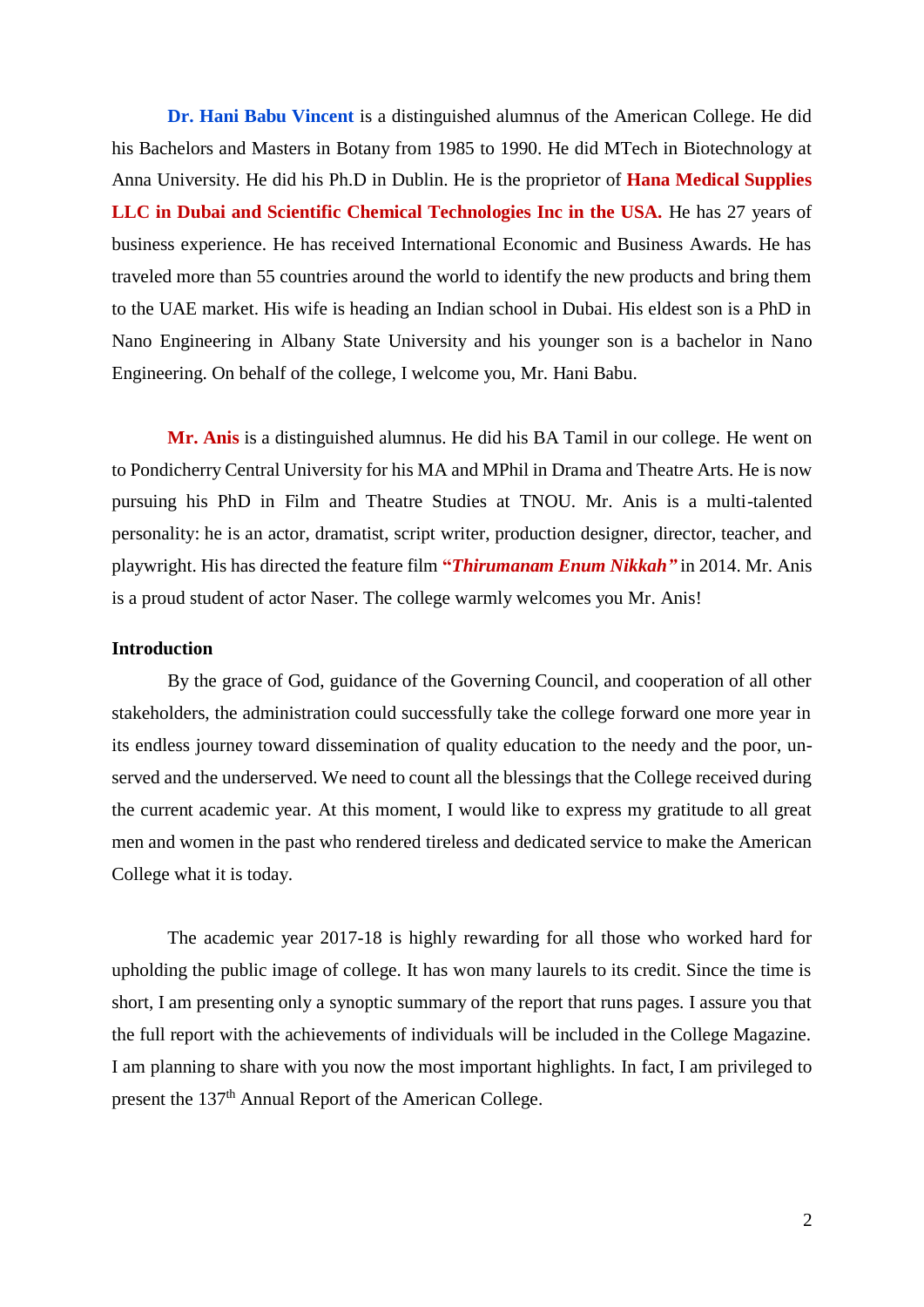**Dr. Hani Babu Vincent** is a distinguished alumnus of the American College. He did his Bachelors and Masters in Botany from 1985 to 1990. He did MTech in Biotechnology at Anna University. He did his Ph.D in Dublin. He is the proprietor of **Hana Medical Supplies LLC in Dubai and Scientific Chemical Technologies Inc in the USA.** He has 27 years of business experience. He has received International Economic and Business Awards. He has traveled more than 55 countries around the world to identify the new products and bring them to the UAE market. His wife is heading an Indian school in Dubai. His eldest son is a PhD in Nano Engineering in Albany State University and his younger son is a bachelor in Nano Engineering. On behalf of the college, I welcome you, Mr. Hani Babu.

**Mr. Anis** is a distinguished alumnus. He did his BA Tamil in our college. He went on to Pondicherry Central University for his MA and MPhil in Drama and Theatre Arts. He is now pursuing his PhD in Film and Theatre Studies at TNOU. Mr. Anis is a multi-talented personality: he is an actor, dramatist, script writer, production designer, director, teacher, and playwright. His has directed the feature film ***"Thirumanam Enum Nikkah"*** in 2014. Mr. Anis is a proud student of actor Naser. The college warmly welcomes you Mr. Anis!

**Introduction**

By the grace of God, guidance of the Governing Council, and cooperation of all other stakeholders, the administration could successfully take the college forward one more year in its endless journey toward dissemination of quality education to the needy and the poor, un-served and the underserved. We need to count all the blessings that the College received during the current academic year. At this moment, I would like to express my gratitude to all great men and women in the past who rendered tireless and dedicated service to make the American College what it is today.

The academic year 2017-18 is highly rewarding for all those who worked hard for upholding the public image of college. It has won many laurels to its credit. Since the time is short, I am presenting only a synoptic summary of the report that runs pages. I assure you that the full report with the achievements of individuals will be included in the College Magazine. I am planning to share with you now the most important highlights. In fact, I am privileged to present the 137th Annual Report of the American College.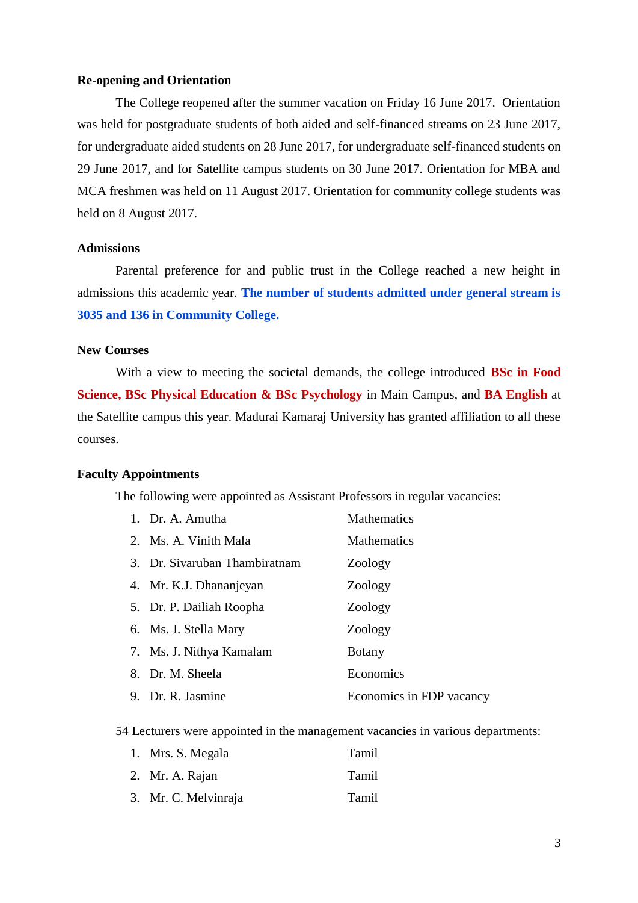**Re-opening and Orientation**

The College reopened after the summer vacation on Friday 16 June 2017. Orientation was held for postgraduate students of both aided and self-financed streams on 23 June 2017, for undergraduate aided students on 28 June 2017, for undergraduate self-financed students on 29 June 2017, and for Satellite campus students on 30 June 2017. Orientation for MBA and MCA freshmen was held on 11 August 2017. Orientation for community college students was held on 8 August 2017.

**Admissions**

Parental preference for and public trust in the College reached a new height in admissions this academic year. **The number of students admitted under general stream is 3035 and 136 in Community College.**

**New Courses**

With a view to meeting the societal demands, the college introduced **BSc in Food Science, BSc Physical Education & BSc Psychology** in Main Campus, and **BA English** at the Satellite campus this year. Madurai Kamaraj University has granted affiliation to all these courses.

**Faculty Appointments**

The following were appointed as Assistant Professors in regular vacancies:

| No. | Name | Department |
|---|---|---|
| 1. | Dr. A. Amutha | Mathematics |
| 2. | Ms. A. Vinith Mala | Mathematics |
| 3. | Dr. Sivaruban Thambiratnam | Zoology |
| 4. | Mr. K.J. Dhananjeyan | Zoology |
| 5. | Dr. P. Dailiah Roopha | Zoology |
| 6. | Ms. J. Stella Mary | Zoology |
| 7. | Ms. J. Nithya Kamalam | Botany |
| 8. | Dr. M. Sheela | Economics |
| 9. | Dr. R. Jasmine | Economics in FDP vacancy |

54 Lecturers were appointed in the management vacancies in various departments:

| No. | Name | Department |
|---|---|---|
| 1. | Mrs. S. Megala | Tamil |
| 2. | Mr. A. Rajan | Tamil |
| 3. | Mr. C. Melvinraja | Tamil |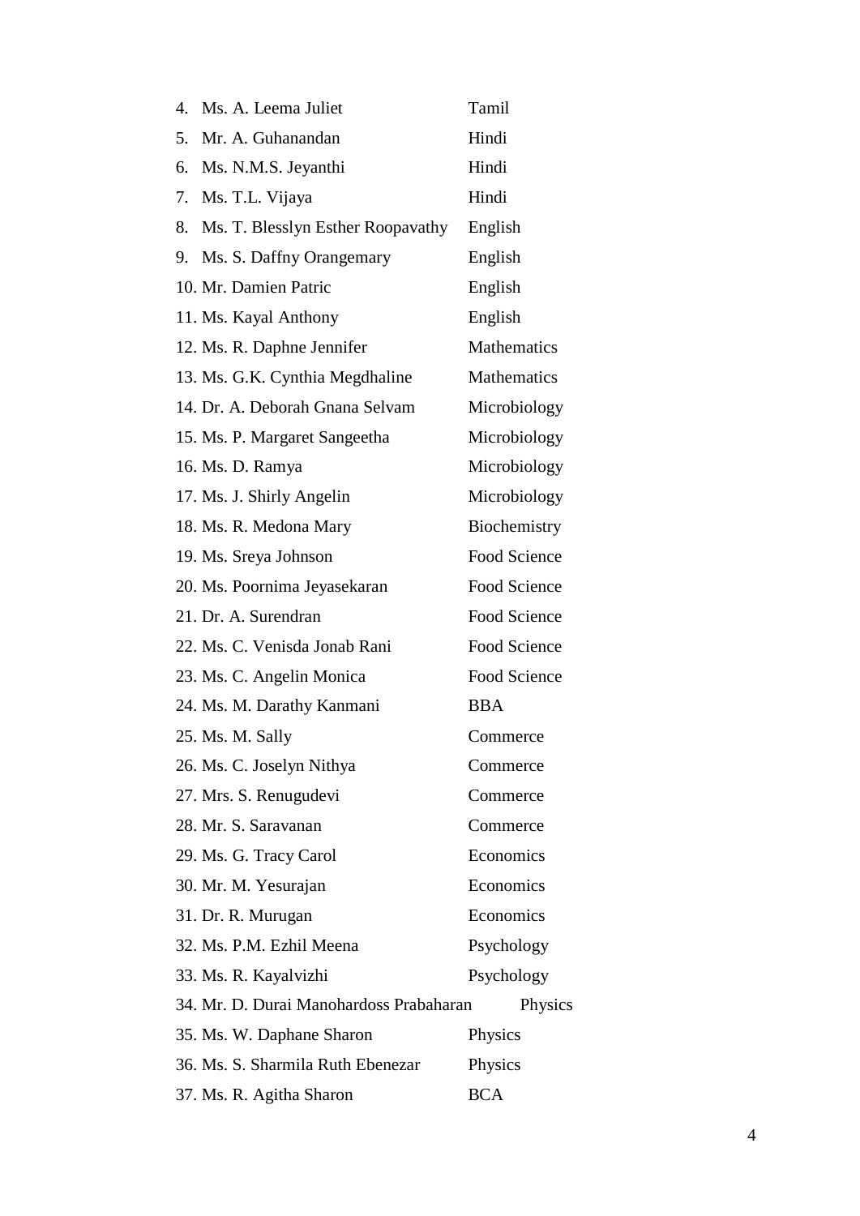| | |
|---|---|
| 4. Ms. A. Leema Juliet | Tamil |
| 5. Mr. A. Guhanandan | Hindi |
| 6. Ms. N.M.S. Jeyanthi | Hindi |
| 7. Ms. T.L. Vijaya | Hindi |
| 8. Ms. T. Blesslyn Esther Roopavathy | English |
| 9. Ms. S. Daffny Orangemary | English |
| 10. Mr. Damien Patric | English |
| 11. Ms. Kayal Anthony | English |
| 12. Ms. R. Daphne Jennifer | Mathematics |
| 13. Ms. G.K. Cynthia Megdhaline | Mathematics |
| 14. Dr. A. Deborah Gnana Selvam | Microbiology |
| 15. Ms. P. Margaret Sangeetha | Microbiology |
| 16. Ms. D. Ramya | Microbiology |
| 17. Ms. J. Shirly Angelin | Microbiology |
| 18. Ms. R. Medona Mary | Biochemistry |
| 19. Ms. Sreya Johnson | Food Science |
| 20. Ms. Poornima Jeyasekaran | Food Science |
| 21. Dr. A. Surendran | Food Science |
| 22. Ms. C. Venisda Jonab Rani | Food Science |
| 23. Ms. C. Angelin Monica | Food Science |
| 24. Ms. M. Darathy Kanmani | BBA |
| 25. Ms. M. Sally | Commerce |
| 26. Ms. C. Joselyn Nithya | Commerce |
| 27. Mrs. S. Renugudevi | Commerce |
| 28. Mr. S. Saravanan | Commerce |
| 29. Ms. G. Tracy Carol | Economics |
| 30. Mr. M. Yesurajan | Economics |
| 31. Dr. R. Murugan | Economics |
| 32. Ms. P.M. Ezhil Meena | Psychology |
| 33. Ms. R. Kayalvizhi | Psychology |
| 34. Mr. D. Durai Manohardoss Prabaharan | Physics |
| 35. Ms. W. Daphane Sharon | Physics |
| 36. Ms. S. Sharmila Ruth Ebenezar | Physics |
| 37. Ms. R. Agitha Sharon | BCA |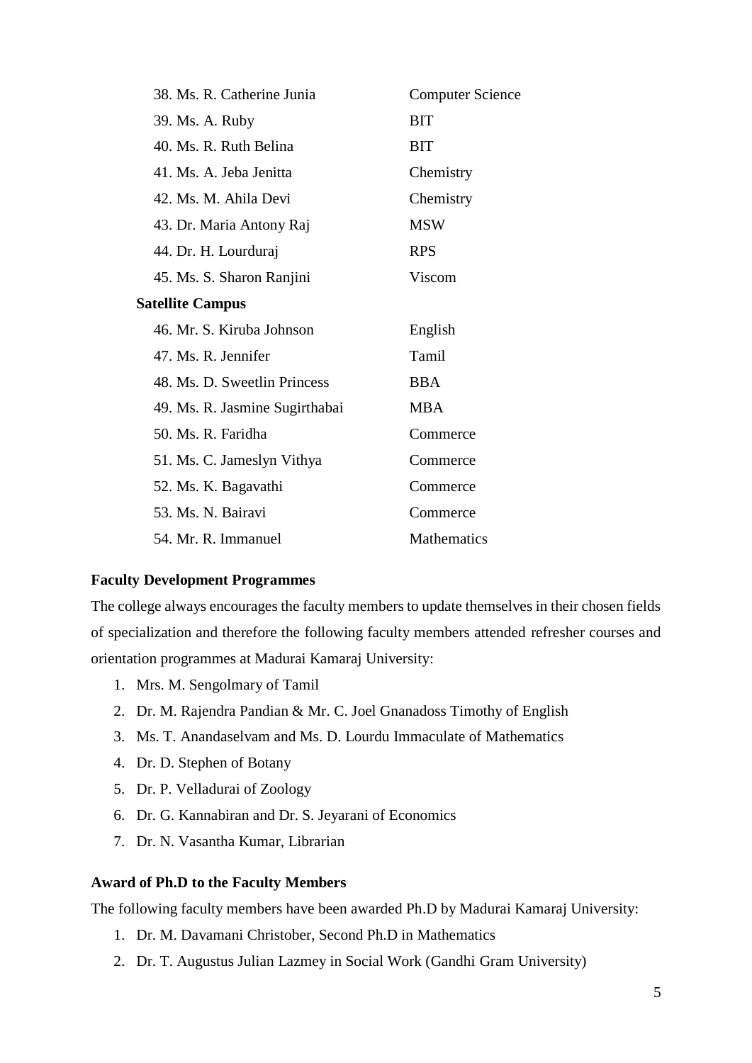| | |
|---|---|
| 38. Ms. R. Catherine Junia | Computer Science |
| 39. Ms. A. Ruby | BIT |
| 40. Ms. R. Ruth Belina | BIT |
| 41. Ms. A. Jeba Jenitta | Chemistry |
| 42. Ms. M. Ahila Devi | Chemistry |
| 43. Dr. Maria Antony Raj | MSW |
| 44. Dr. H. Lourduraj | RPS |
| 45. Ms. S. Sharon Ranjini | Viscom |
| **Satellite Campus** | |
| 46. Mr. S. Kiruba Johnson | English |
| 47. Ms. R. Jennifer | Tamil |
| 48. Ms. D. Sweetlin Princess | BBA |
| 49. Ms. R. Jasmine Sugirthabai | MBA |
| 50. Ms. R. Faridha | Commerce |
| 51. Ms. C. Jameslyn Vithya | Commerce |
| 52. Ms. K. Bagavathi | Commerce |
| 53. Ms. N. Bairavi | Commerce |
| 54. Mr. R. Immanuel | Mathematics |

**Faculty Development Programmes**

The college always encourages the faculty members to update themselves in their chosen fields of specialization and therefore the following faculty members attended refresher courses and orientation programmes at Madurai Kamaraj University:

1. Mrs. M. Sengolmary of Tamil
2. Dr. M. Rajendra Pandian & Mr. C. Joel Gnanadoss Timothy of English
3. Ms. T. Anandaselvam and Ms. D. Lourdu Immaculate of Mathematics
4. Dr. D. Stephen of Botany
5. Dr. P. Velladurai of Zoology
6. Dr. G. Kannabiran and Dr. S. Jeyarani of Economics
7. Dr. N. Vasantha Kumar, Librarian

**Award of Ph.D to the Faculty Members**

The following faculty members have been awarded Ph.D by Madurai Kamaraj University:

1. Dr. M. Davamani Christober, Second Ph.D in Mathematics
2. Dr. T. Augustus Julian Lazmey in Social Work (Gandhi Gram University)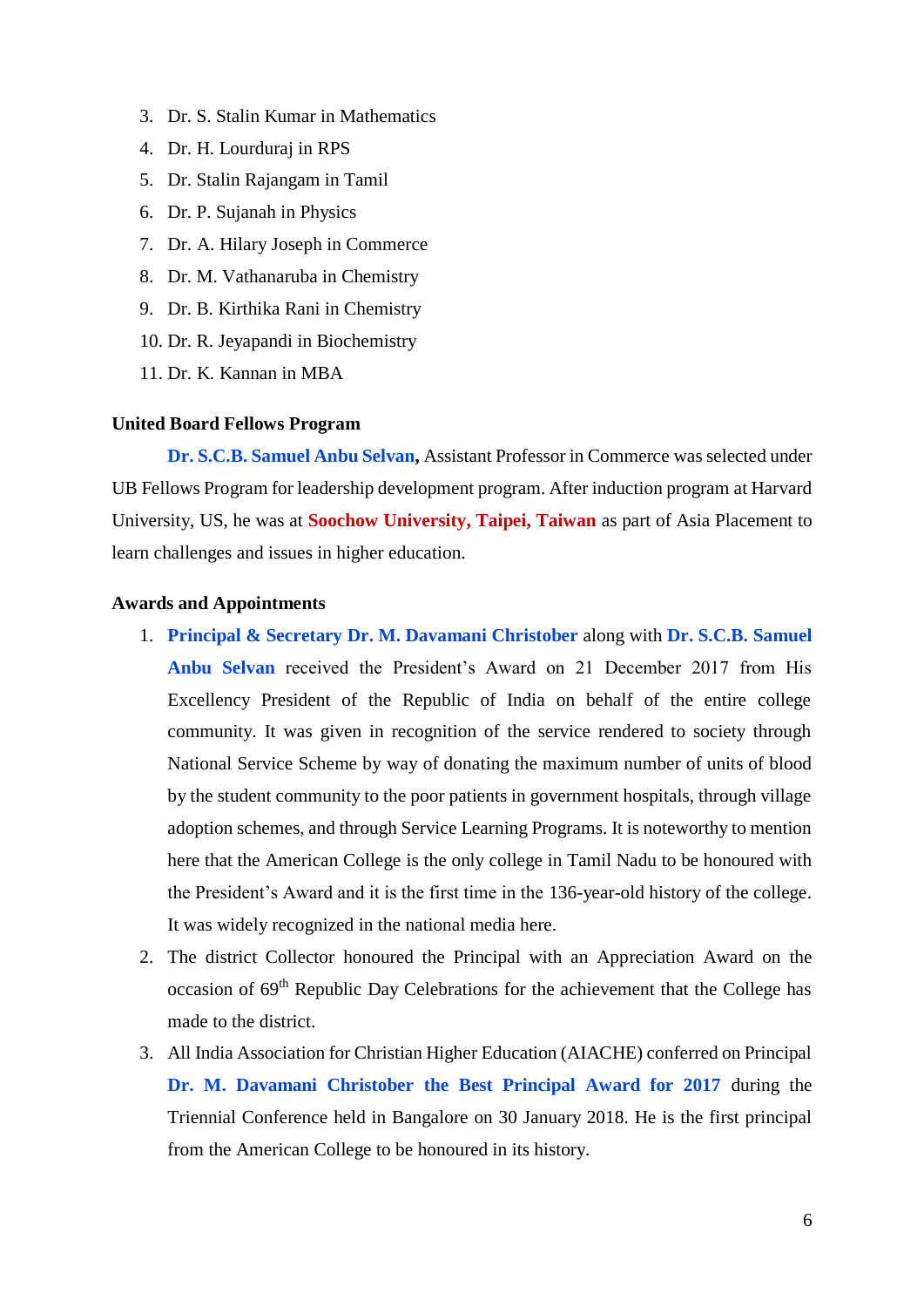3. Dr. S. Stalin Kumar in Mathematics
4. Dr. H. Lourduraj in RPS
5. Dr. Stalin Rajangam in Tamil
6. Dr. P. Sujanah in Physics
7. Dr. A. Hilary Joseph in Commerce
8. Dr. M. Vathanaruba in Chemistry
9. Dr. B. Kirthika Rani in Chemistry
10. Dr. R. Jeyapandi in Biochemistry
11. Dr. K. Kannan in MBA

**United Board Fellows Program**

**Dr. S.C.B. Samuel Anbu Selvan,** Assistant Professor in Commerce was selected under UB Fellows Program for leadership development program. After induction program at Harvard University, US, he was at **Soochow University, Taipei, Taiwan** as part of Asia Placement to learn challenges and issues in higher education.

**Awards and Appointments**

1. **Principal & Secretary Dr. M. Davamani Christober** along with **Dr. S.C.B. Samuel Anbu Selvan** received the President's Award on 21 December 2017 from His Excellency President of the Republic of India on behalf of the entire college community. It was given in recognition of the service rendered to society through National Service Scheme by way of donating the maximum number of units of blood by the student community to the poor patients in government hospitals, through village adoption schemes, and through Service Learning Programs. It is noteworthy to mention here that the American College is the only college in Tamil Nadu to be honoured with the President's Award and it is the first time in the 136-year-old history of the college. It was widely recognized in the national media here.
2. The district Collector honoured the Principal with an Appreciation Award on the occasion of 69th Republic Day Celebrations for the achievement that the College has made to the district.
3. All India Association for Christian Higher Education (AIACHE) conferred on Principal **Dr. M. Davamani Christober the Best Principal Award for 2017** during the Triennial Conference held in Bangalore on 30 January 2018. He is the first principal from the American College to be honoured in its history.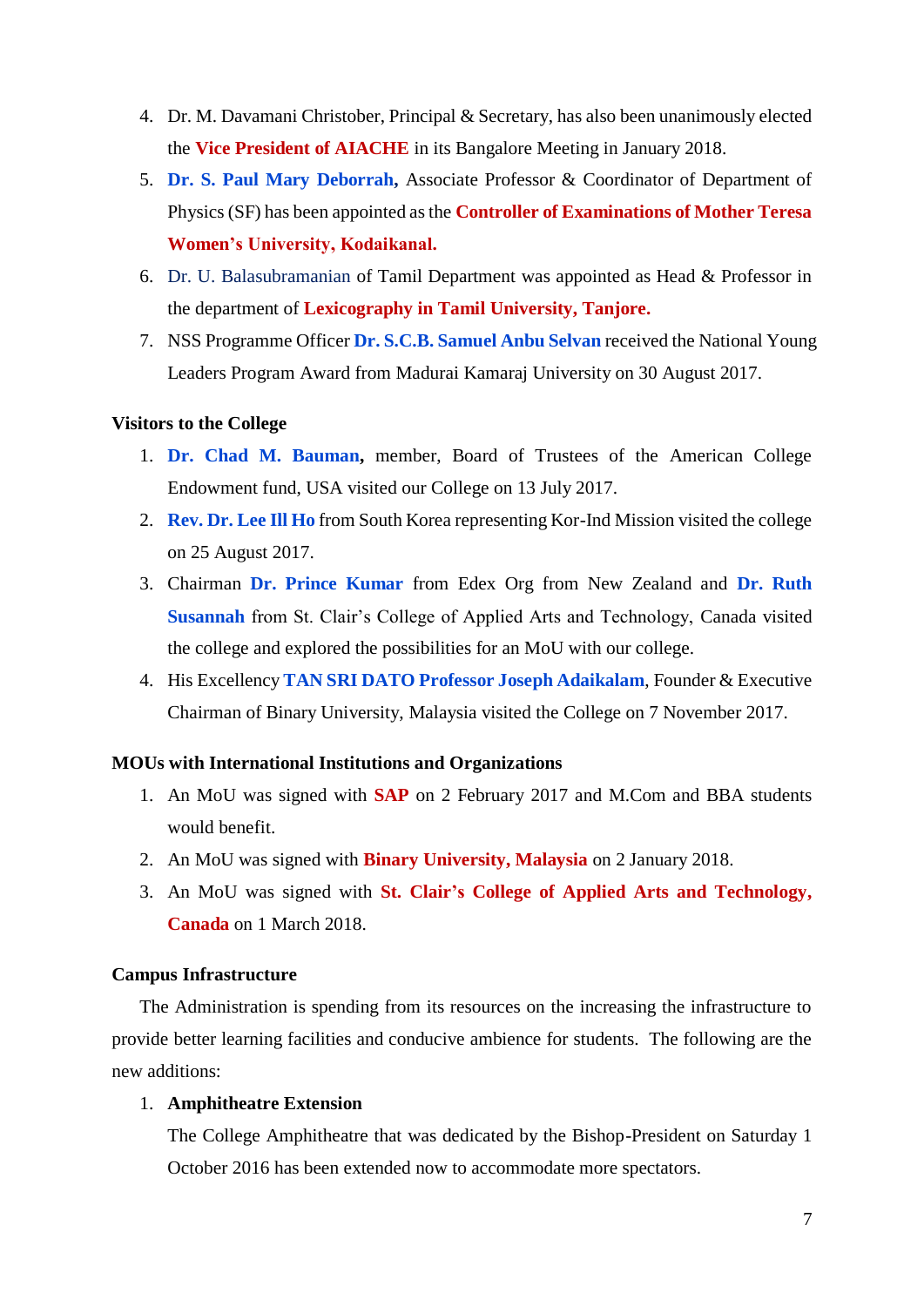4. Dr. M. Davamani Christober, Principal & Secretary, has also been unanimously elected the **Vice President of AIACHE** in its Bangalore Meeting in January 2018.
5. **Dr. S. Paul Mary Deborrah,** Associate Professor & Coordinator of Department of Physics (SF) has been appointed as the **Controller of Examinations of Mother Teresa Women's University, Kodaikanal.**
6. Dr. U. Balasubramanian of Tamil Department was appointed as Head & Professor in the department of **Lexicography in Tamil University, Tanjore.**
7. NSS Programme Officer **Dr. S.C.B. Samuel Anbu Selvan** received the National Young Leaders Program Award from Madurai Kamaraj University on 30 August 2017.

**Visitors to the College**

1. **Dr. Chad M. Bauman,** member, Board of Trustees of the American College Endowment fund, USA visited our College on 13 July 2017.
2. **Rev. Dr. Lee Ill Ho** from South Korea representing Kor-Ind Mission visited the college on 25 August 2017.
3. Chairman **Dr. Prince Kumar** from Edex Org from New Zealand and **Dr. Ruth Susannah** from St. Clair's College of Applied Arts and Technology, Canada visited the college and explored the possibilities for an MoU with our college.
4. His Excellency **TAN SRI DATO Professor Joseph Adaikalam**, Founder & Executive Chairman of Binary University, Malaysia visited the College on 7 November 2017.

**MOUs with International Institutions and Organizations**

1. An MoU was signed with **SAP** on 2 February 2017 and M.Com and BBA students would benefit.
2. An MoU was signed with **Binary University, Malaysia** on 2 January 2018.
3. An MoU was signed with **St. Clair's College of Applied Arts and Technology, Canada** on 1 March 2018.

**Campus Infrastructure**

The Administration is spending from its resources on the increasing the infrastructure to provide better learning facilities and conducive ambience for students. The following are the new additions:

1. **Amphitheatre Extension**

   The College Amphitheatre that was dedicated by the Bishop-President on Saturday 1 October 2016 has been extended now to accommodate more spectators.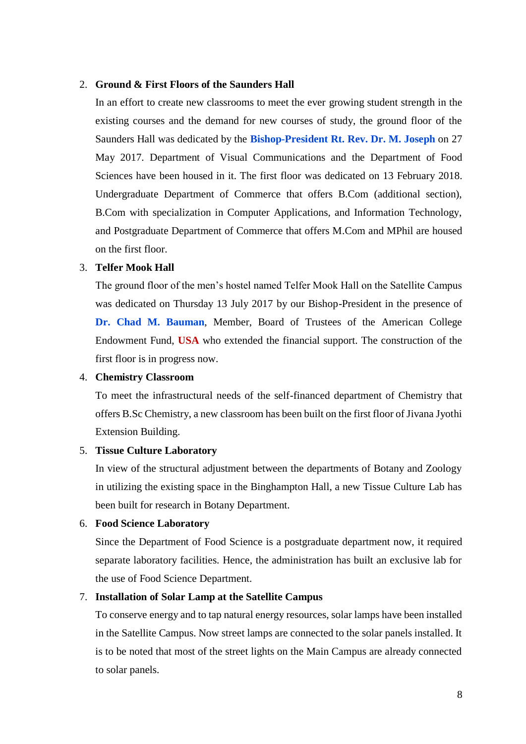2. **Ground & First Floors of the Saunders Hall**

   In an effort to create new classrooms to meet the ever growing student strength in the existing courses and the demand for new courses of study, the ground floor of the Saunders Hall was dedicated by the **Bishop-President Rt. Rev. Dr. M. Joseph** on 27 May 2017. Department of Visual Communications and the Department of Food Sciences have been housed in it. The first floor was dedicated on 13 February 2018. Undergraduate Department of Commerce that offers B.Com (additional section), B.Com with specialization in Computer Applications, and Information Technology, and Postgraduate Department of Commerce that offers M.Com and MPhil are housed on the first floor.

3. **Telfer Mook Hall**

   The ground floor of the men's hostel named Telfer Mook Hall on the Satellite Campus was dedicated on Thursday 13 July 2017 by our Bishop-President in the presence of **Dr. Chad M. Bauman**, Member, Board of Trustees of the American College Endowment Fund, **USA** who extended the financial support. The construction of the first floor is in progress now.

4. **Chemistry Classroom**

   To meet the infrastructural needs of the self-financed department of Chemistry that offers B.Sc Chemistry, a new classroom has been built on the first floor of Jivana Jyothi Extension Building.

5. **Tissue Culture Laboratory**

   In view of the structural adjustment between the departments of Botany and Zoology in utilizing the existing space in the Binghampton Hall, a new Tissue Culture Lab has been built for research in Botany Department.

6. **Food Science Laboratory**

   Since the Department of Food Science is a postgraduate department now, it required separate laboratory facilities. Hence, the administration has built an exclusive lab for the use of Food Science Department.

7. **Installation of Solar Lamp at the Satellite Campus**

   To conserve energy and to tap natural energy resources, solar lamps have been installed in the Satellite Campus. Now street lamps are connected to the solar panels installed. It is to be noted that most of the street lights on the Main Campus are already connected to solar panels.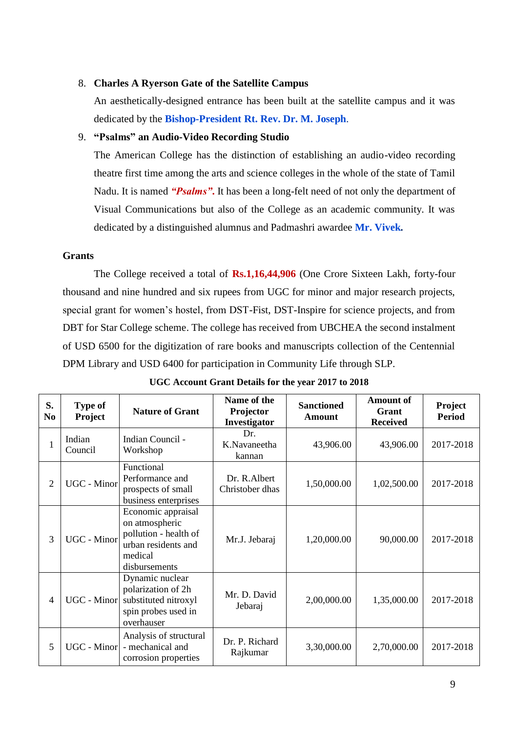8. **Charles A Ryerson Gate of the Satellite Campus**

   An aesthetically-designed entrance has been built at the satellite campus and it was dedicated by the **Bishop-President Rt. Rev. Dr. M. Joseph**.

9. **"Psalms" an Audio-Video Recording Studio**

   The American College has the distinction of establishing an audio-video recording theatre first time among the arts and science colleges in the whole of the state of Tamil Nadu. It is named ***"Psalms".*** It has been a long-felt need of not only the department of Visual Communications but also of the College as an academic community. It was dedicated by a distinguished alumnus and Padmashri awardee **Mr. Vivek.**

**Grants**

The College received a total of **Rs.1,16,44,906** (One Crore Sixteen Lakh, forty-four thousand and nine hundred and six rupees from UGC for minor and major research projects, special grant for women's hostel, from DST-Fist, DST-Inspire for science projects, and from DBT for Star College scheme. The college has received from UBCHEA the second instalment of USD 6500 for the digitization of rare books and manuscripts collection of the Centennial DPM Library and USD 6400 for participation in Community Life through SLP.

**UGC Account Grant Details for the year 2017 to 2018**

| S. No | Type of Project | Nature of Grant | Name of the Projector Investigator | Sanctioned Amount | Amount of Grant Received | Project Period |
|---|---|---|---|---|---|---|
| 1 | Indian Council | Indian Council - Workshop | Dr. K.Navaneetha kannan | 43,906.00 | 43,906.00 | 2017-2018 |
| 2 | UGC - Minor | Functional Performance and prospects of small business enterprises | Dr. R.Albert Christober dhas | 1,50,000.00 | 1,02,500.00 | 2017-2018 |
| 3 | UGC - Minor | Economic appraisal on atmospheric pollution - health of urban residents and medical disbursements | Mr.J. Jebaraj | 1,20,000.00 | 90,000.00 | 2017-2018 |
| 4 | UGC - Minor | Dynamic nuclear polarization of 2h substituted nitroxyl spin probes used in overhauser | Mr. D. David Jebaraj | 2,00,000.00 | 1,35,000.00 | 2017-2018 |
| 5 | UGC - Minor | Analysis of structural - mechanical and corrosion properties | Dr. P. Richard Rajkumar | 3,30,000.00 | 2,70,000.00 | 2017-2018 |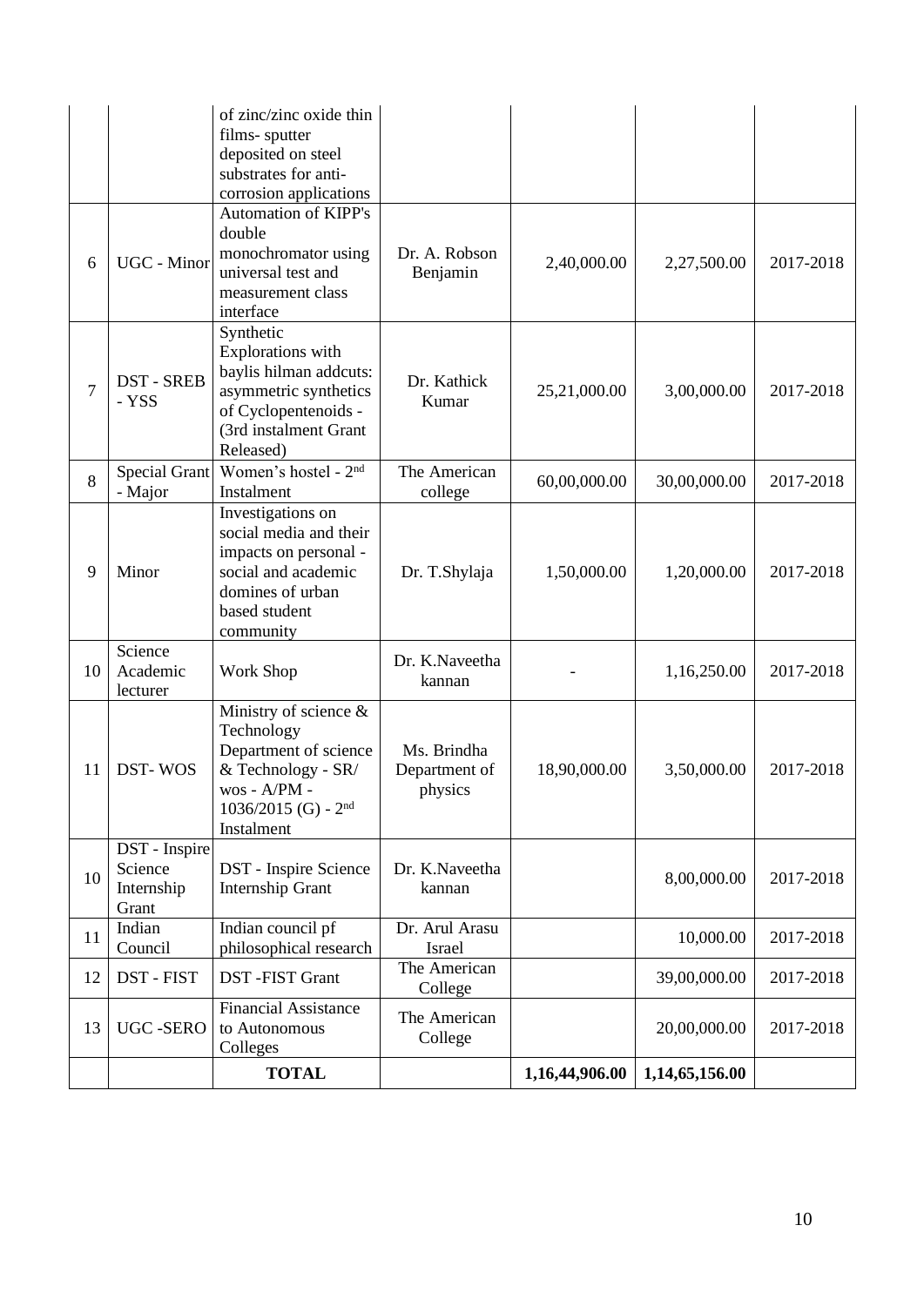| | | of zinc/zinc oxide thin films- sputter deposited on steel substrates for anti-corrosion applications | | | | |
|---|---|---|---|---|---|---|
| 6 | UGC - Minor | Automation of KIPP's double monochromator using universal test and measurement class interface | Dr. A. Robson Benjamin | 2,40,000.00 | 2,27,500.00 | 2017-2018 |
| 7 | DST - SREB - YSS | Synthetic Explorations with baylis hilman addcuts: asymmetric synthetics of Cyclopentenoids - (3rd instalment Grant Released) | Dr. Kathick Kumar | 25,21,000.00 | 3,00,000.00 | 2017-2018 |
| 8 | Special Grant - Major | Women's hostel - 2nd Instalment | The American college | 60,00,000.00 | 30,00,000.00 | 2017-2018 |
| 9 | Minor | Investigations on social media and their impacts on personal - social and academic domines of urban based student community | Dr. T.Shylaja | 1,50,000.00 | 1,20,000.00 | 2017-2018 |
| 10 | Science Academic lecturer | Work Shop | Dr. K.Naveetha kannan | - | 1,16,250.00 | 2017-2018 |
| 11 | DST- WOS | Ministry of science & Technology Department of science & Technology - SR/ wos - A/PM - 1036/2015 (G) - 2nd Instalment | Ms. Brindha Department of physics | 18,90,000.00 | 3,50,000.00 | 2017-2018 |
| 10 | DST - Inspire Science Internship Grant | DST - Inspire Science Internship Grant | Dr. K.Naveetha kannan | | 8,00,000.00 | 2017-2018 |
| 11 | Indian Council | Indian council pf philosophical research | Dr. Arul Arasu Israel | | 10,000.00 | 2017-2018 |
| 12 | DST - FIST | DST -FIST Grant | The American College | | 39,00,000.00 | 2017-2018 |
| 13 | UGC -SERO | Financial Assistance to Autonomous Colleges | The American College | | 20,00,000.00 | 2017-2018 |
| | | **TOTAL** | | **1,16,44,906.00** | **1,14,65,156.00** | |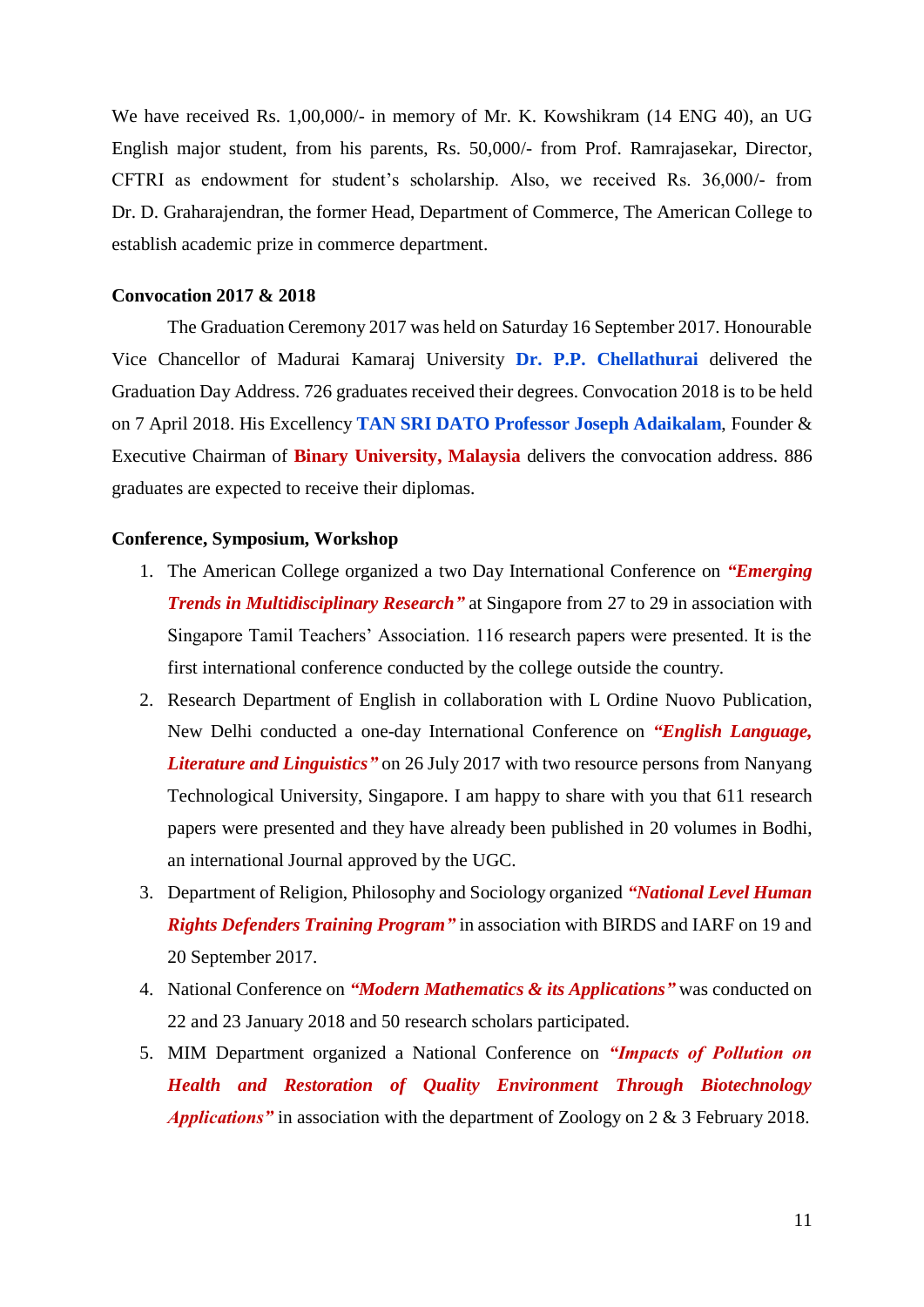We have received Rs. 1,00,000/- in memory of Mr. K. Kowshikram (14 ENG 40), an UG English major student, from his parents, Rs. 50,000/- from Prof. Ramrajasekar, Director, CFTRI as endowment for student's scholarship. Also, we received Rs. 36,000/- from Dr. D. Graharajendran, the former Head, Department of Commerce, The American College to establish academic prize in commerce department.

**Convocation 2017 & 2018**

The Graduation Ceremony 2017 was held on Saturday 16 September 2017. Honourable Vice Chancellor of Madurai Kamaraj University **Dr. P.P. Chellathurai** delivered the Graduation Day Address. 726 graduates received their degrees. Convocation 2018 is to be held on 7 April 2018. His Excellency **TAN SRI DATO Professor Joseph Adaikalam**, Founder & Executive Chairman of **Binary University, Malaysia** delivers the convocation address. 886 graduates are expected to receive their diplomas.

**Conference, Symposium, Workshop**

1. The American College organized a two Day International Conference on ***"Emerging Trends in Multidisciplinary Research"*** at Singapore from 27 to 29 in association with Singapore Tamil Teachers' Association. 116 research papers were presented. It is the first international conference conducted by the college outside the country.
2. Research Department of English in collaboration with L Ordine Nuovo Publication, New Delhi conducted a one-day International Conference on ***"English Language, Literature and Linguistics"*** on 26 July 2017 with two resource persons from Nanyang Technological University, Singapore. I am happy to share with you that 611 research papers were presented and they have already been published in 20 volumes in Bodhi, an international Journal approved by the UGC.
3. Department of Religion, Philosophy and Sociology organized ***"National Level Human Rights Defenders Training Program"*** in association with BIRDS and IARF on 19 and 20 September 2017.
4. National Conference on ***"Modern Mathematics & its Applications"*** was conducted on 22 and 23 January 2018 and 50 research scholars participated.
5. MIM Department organized a National Conference on ***"Impacts of Pollution on Health and Restoration of Quality Environment Through Biotechnology Applications"*** in association with the department of Zoology on 2 & 3 February 2018.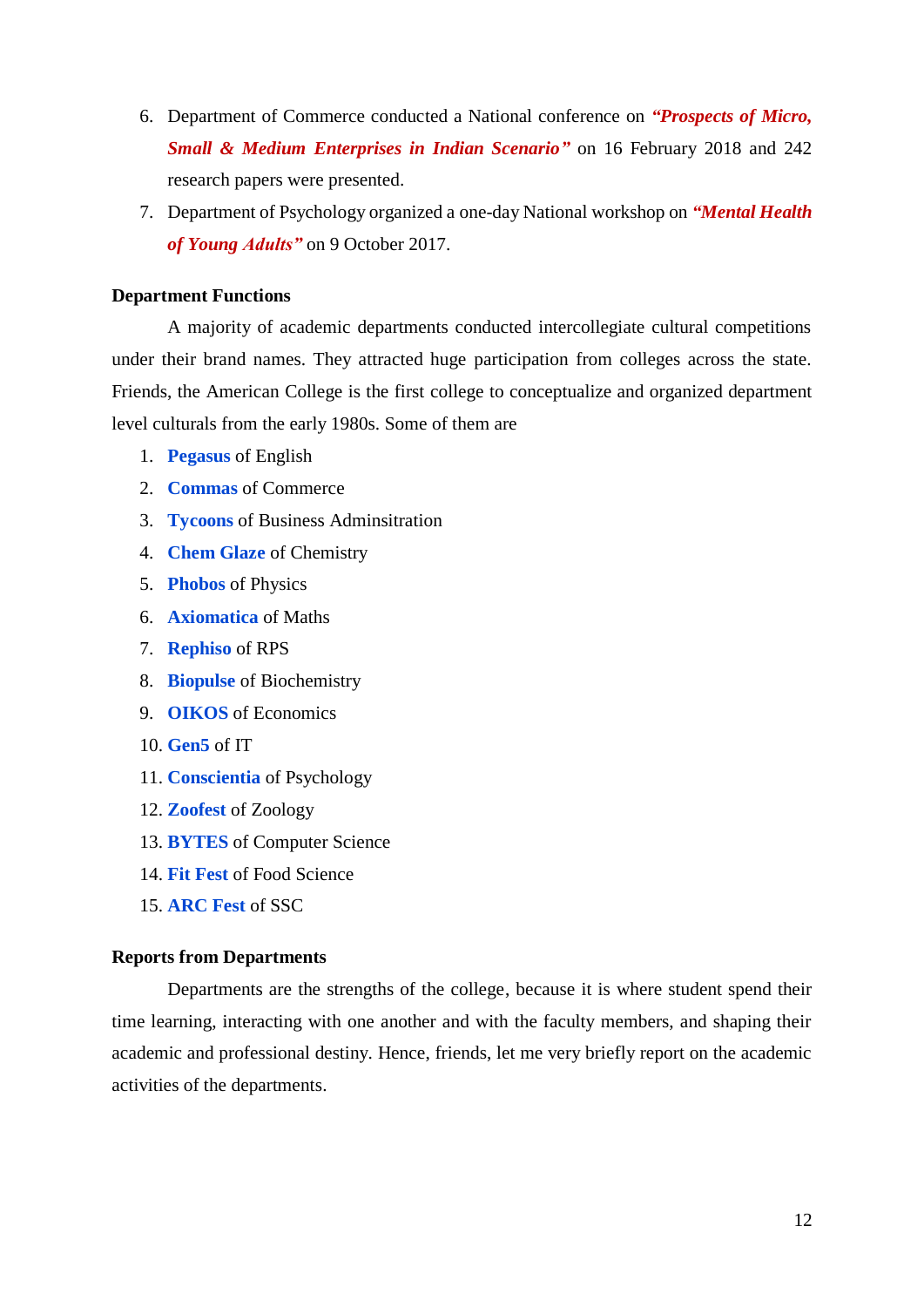6. Department of Commerce conducted a National conference on ***"Prospects of Micro, Small & Medium Enterprises in Indian Scenario"*** on 16 February 2018 and 242 research papers were presented.
7. Department of Psychology organized a one-day National workshop on ***"Mental Health of Young Adults"*** on 9 October 2017.

**Department Functions**

A majority of academic departments conducted intercollegiate cultural competitions under their brand names. They attracted huge participation from colleges across the state. Friends, the American College is the first college to conceptualize and organized department level culturals from the early 1980s. Some of them are

1. **Pegasus** of English
2. **Commas** of Commerce
3. **Tycoons** of Business Adminsitration
4. **Chem Glaze** of Chemistry
5. **Phobos** of Physics
6. **Axiomatica** of Maths
7. **Rephiso** of RPS
8. **Biopulse** of Biochemistry
9. **OIKOS** of Economics
10. **Gen5** of IT
11. **Conscientia** of Psychology
12. **Zoofest** of Zoology
13. **BYTES** of Computer Science
14. **Fit Fest** of Food Science
15. **ARC Fest** of SSC

**Reports from Departments**

Departments are the strengths of the college, because it is where student spend their time learning, interacting with one another and with the faculty members, and shaping their academic and professional destiny. Hence, friends, let me very briefly report on the academic activities of the departments.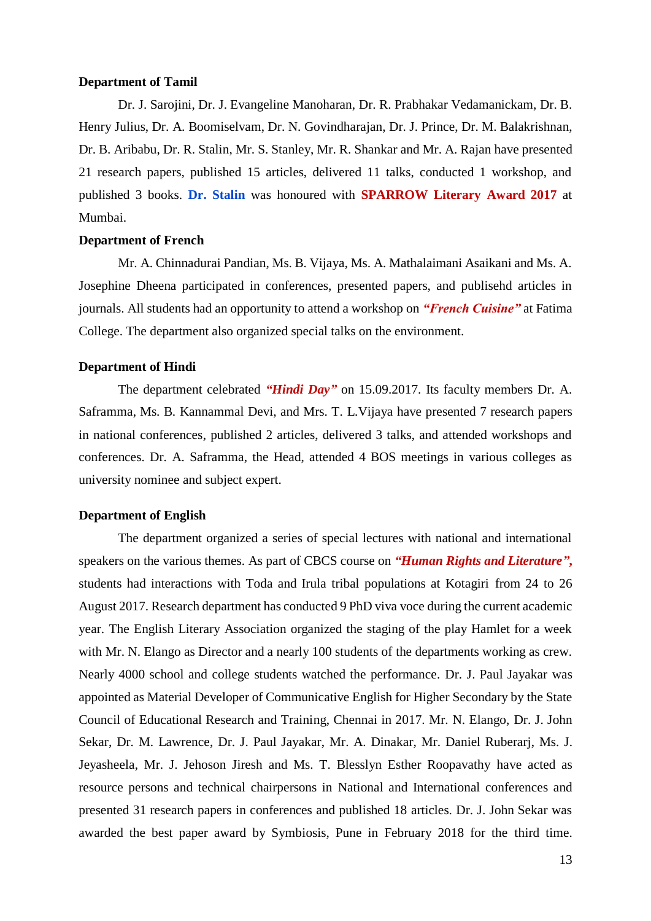**Department of Tamil**

Dr. J. Sarojini, Dr. J. Evangeline Manoharan, Dr. R. Prabhakar Vedamanickam, Dr. B. Henry Julius, Dr. A. Boomiselvam, Dr. N. Govindharajan, Dr. J. Prince, Dr. M. Balakrishnan, Dr. B. Aribabu, Dr. R. Stalin, Mr. S. Stanley, Mr. R. Shankar and Mr. A. Rajan have presented 21 research papers, published 15 articles, delivered 11 talks, conducted 1 workshop, and published 3 books. **Dr. Stalin** was honoured with **SPARROW Literary Award 2017** at Mumbai.

**Department of French**

Mr. A. Chinnadurai Pandian, Ms. B. Vijaya, Ms. A. Mathalaimani Asaikani and Ms. A. Josephine Dheena participated in conferences, presented papers, and publisehd articles in journals. All students had an opportunity to attend a workshop on ***"French Cuisine"*** at Fatima College. The department also organized special talks on the environment.

**Department of Hindi**

The department celebrated ***"Hindi Day"*** on 15.09.2017. Its faculty members Dr. A. Saframma, Ms. B. Kannammal Devi, and Mrs. T. L.Vijaya have presented 7 research papers in national conferences, published 2 articles, delivered 3 talks, and attended workshops and conferences. Dr. A. Saframma, the Head, attended 4 BOS meetings in various colleges as university nominee and subject expert.

**Department of English**

The department organized a series of special lectures with national and international speakers on the various themes. As part of CBCS course on ***"Human Rights and Literature",*** students had interactions with Toda and Irula tribal populations at Kotagiri from 24 to 26 August 2017. Research department has conducted 9 PhD viva voce during the current academic year. The English Literary Association organized the staging of the play Hamlet for a week with Mr. N. Elango as Director and a nearly 100 students of the departments working as crew. Nearly 4000 school and college students watched the performance. Dr. J. Paul Jayakar was appointed as Material Developer of Communicative English for Higher Secondary by the State Council of Educational Research and Training, Chennai in 2017. Mr. N. Elango, Dr. J. John Sekar, Dr. M. Lawrence, Dr. J. Paul Jayakar, Mr. A. Dinakar, Mr. Daniel Ruberarj, Ms. J. Jeyasheela, Mr. J. Jehoson Jiresh and Ms. T. Blesslyn Esther Roopavathy have acted as resource persons and technical chairpersons in National and International conferences and presented 31 research papers in conferences and published 18 articles. Dr. J. John Sekar was awarded the best paper award by Symbiosis, Pune in February 2018 for the third time.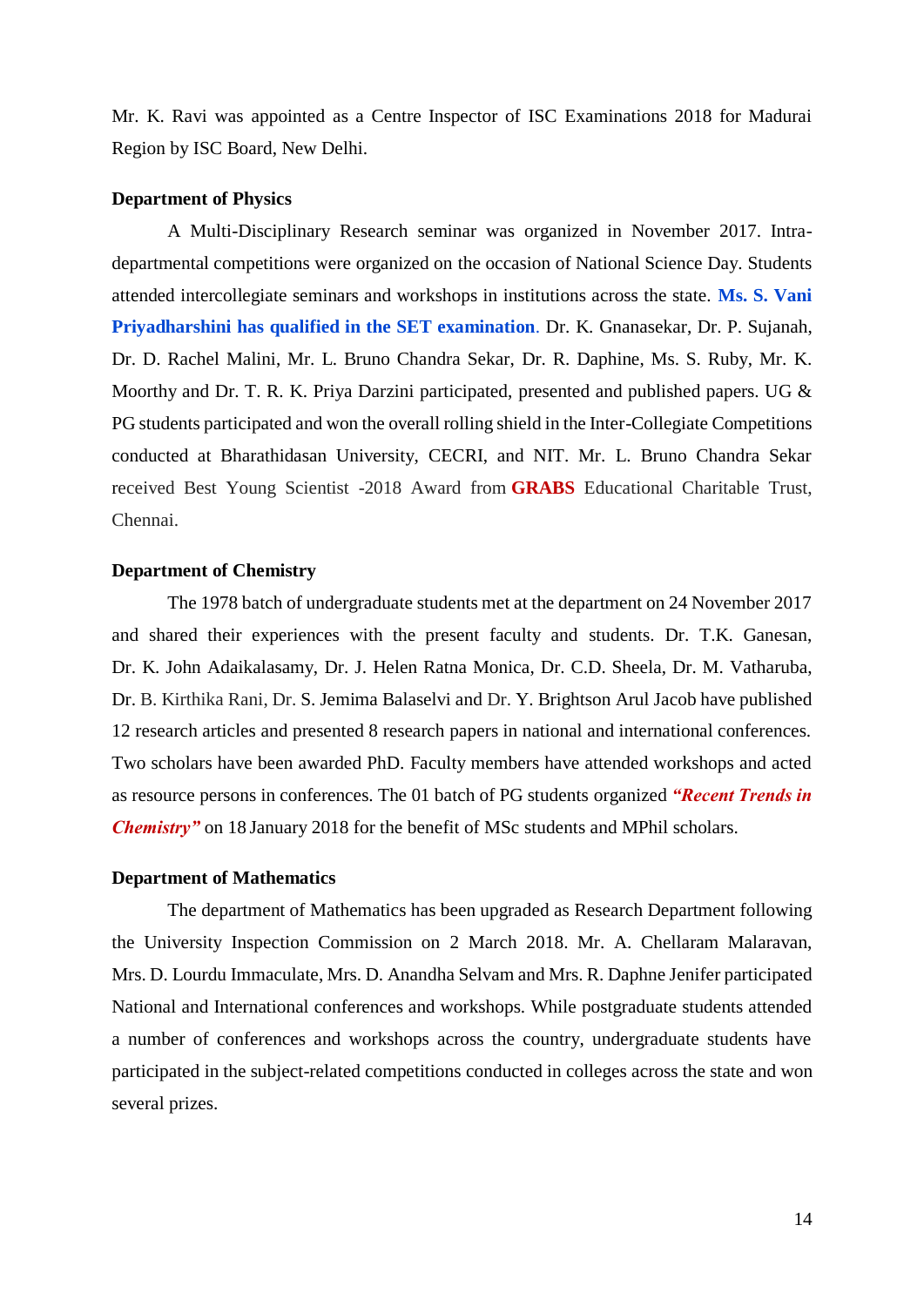Mr. K. Ravi was appointed as a Centre Inspector of ISC Examinations 2018 for Madurai Region by ISC Board, New Delhi.

**Department of Physics**

A Multi-Disciplinary Research seminar was organized in November 2017. Intra-departmental competitions were organized on the occasion of National Science Day. Students attended intercollegiate seminars and workshops in institutions across the state. **Ms. S. Vani Priyadharshini has qualified in the SET examination**. Dr. K. Gnanasekar, Dr. P. Sujanah, Dr. D. Rachel Malini, Mr. L. Bruno Chandra Sekar, Dr. R. Daphine, Ms. S. Ruby, Mr. K. Moorthy and Dr. T. R. K. Priya Darzini participated, presented and published papers. UG & PG students participated and won the overall rolling shield in the Inter-Collegiate Competitions conducted at Bharathidasan University, CECRI, and NIT. Mr. L. Bruno Chandra Sekar received Best Young Scientist -2018 Award from **GRABS** Educational Charitable Trust, Chennai.

**Department of Chemistry**

The 1978 batch of undergraduate students met at the department on 24 November 2017 and shared their experiences with the present faculty and students. Dr. T.K. Ganesan, Dr. K. John Adaikalasamy, Dr. J. Helen Ratna Monica, Dr. C.D. Sheela, Dr. M. Vatharuba, Dr. B. Kirthika Rani, Dr. S. Jemima Balaselvi and Dr. Y. Brightson Arul Jacob have published 12 research articles and presented 8 research papers in national and international conferences. Two scholars have been awarded PhD. Faculty members have attended workshops and acted as resource persons in conferences. The 01 batch of PG students organized ***"Recent Trends in Chemistry"*** on 18 January 2018 for the benefit of MSc students and MPhil scholars.

**Department of Mathematics**

The department of Mathematics has been upgraded as Research Department following the University Inspection Commission on 2 March 2018. Mr. A. Chellaram Malaravan, Mrs. D. Lourdu Immaculate, Mrs. D. Anandha Selvam and Mrs. R. Daphne Jenifer participated National and International conferences and workshops. While postgraduate students attended a number of conferences and workshops across the country, undergraduate students have participated in the subject-related competitions conducted in colleges across the state and won several prizes.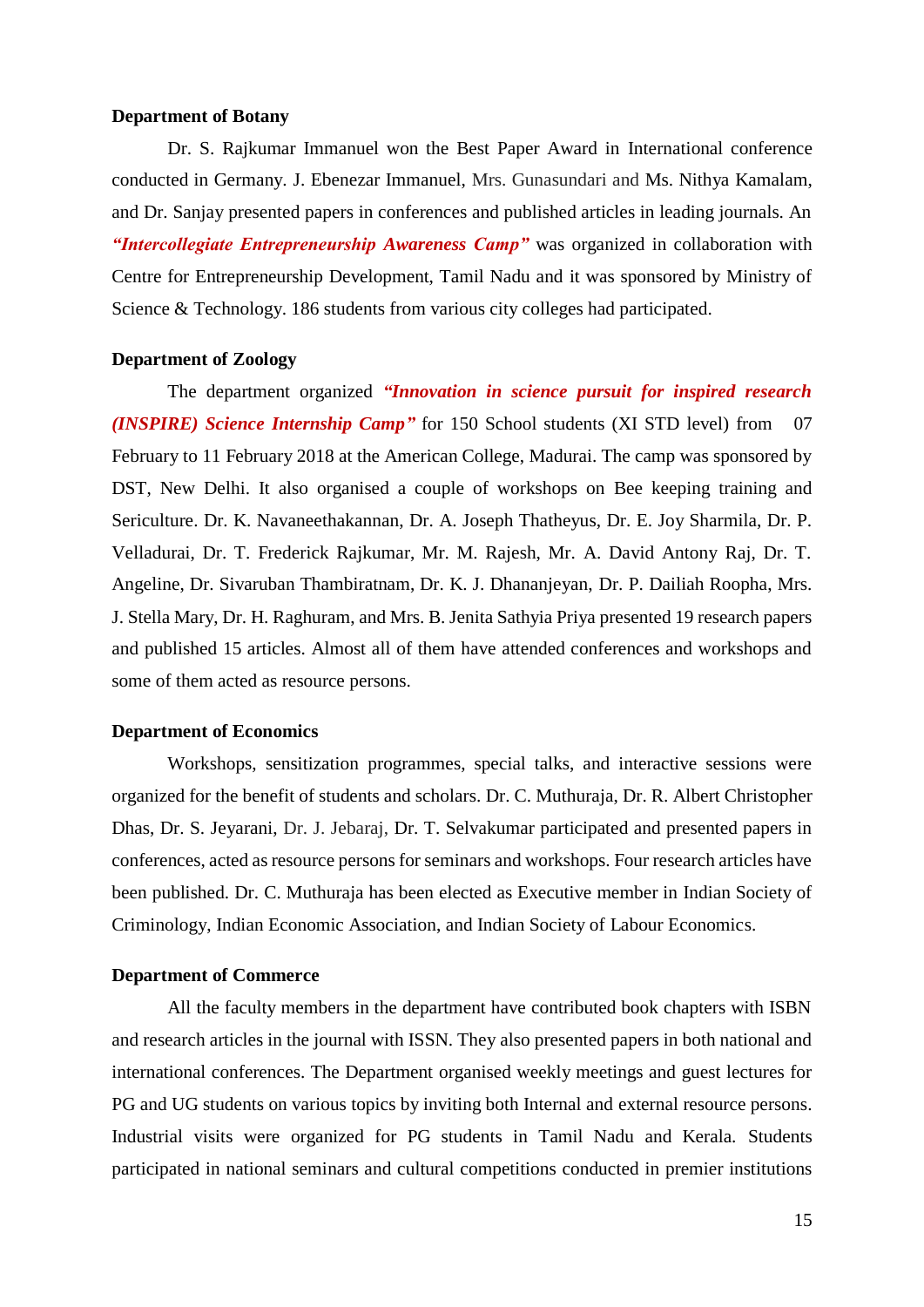**Department of Botany**

Dr. S. Rajkumar Immanuel won the Best Paper Award in International conference conducted in Germany. J. Ebenezar Immanuel, Mrs. Gunasundari and Ms. Nithya Kamalam, and Dr. Sanjay presented papers in conferences and published articles in leading journals. An ***"Intercollegiate Entrepreneurship Awareness Camp"*** was organized in collaboration with Centre for Entrepreneurship Development, Tamil Nadu and it was sponsored by Ministry of Science & Technology. 186 students from various city colleges had participated.

**Department of Zoology**

The department organized ***"Innovation in science pursuit for inspired research (INSPIRE) Science Internship Camp"*** for 150 School students (XI STD level) from 07 February to 11 February 2018 at the American College, Madurai. The camp was sponsored by DST, New Delhi. It also organised a couple of workshops on Bee keeping training and Sericulture. Dr. K. Navaneethakannan, Dr. A. Joseph Thatheyus, Dr. E. Joy Sharmila, Dr. P. Velladurai, Dr. T. Frederick Rajkumar, Mr. M. Rajesh, Mr. A. David Antony Raj, Dr. T. Angeline, Dr. Sivaruban Thambiratnam, Dr. K. J. Dhananjeyan, Dr. P. Dailiah Roopha, Mrs. J. Stella Mary, Dr. H. Raghuram, and Mrs. B. Jenita Sathyia Priya presented 19 research papers and published 15 articles. Almost all of them have attended conferences and workshops and some of them acted as resource persons.

**Department of Economics**

Workshops, sensitization programmes, special talks, and interactive sessions were organized for the benefit of students and scholars. Dr. C. Muthuraja, Dr. R. Albert Christopher Dhas, Dr. S. Jeyarani, Dr. J. Jebaraj, Dr. T. Selvakumar participated and presented papers in conferences, acted as resource persons for seminars and workshops. Four research articles have been published. Dr. C. Muthuraja has been elected as Executive member in Indian Society of Criminology, Indian Economic Association, and Indian Society of Labour Economics.

**Department of Commerce**

All the faculty members in the department have contributed book chapters with ISBN and research articles in the journal with ISSN. They also presented papers in both national and international conferences. The Department organised weekly meetings and guest lectures for PG and UG students on various topics by inviting both Internal and external resource persons. Industrial visits were organized for PG students in Tamil Nadu and Kerala. Students participated in national seminars and cultural competitions conducted in premier institutions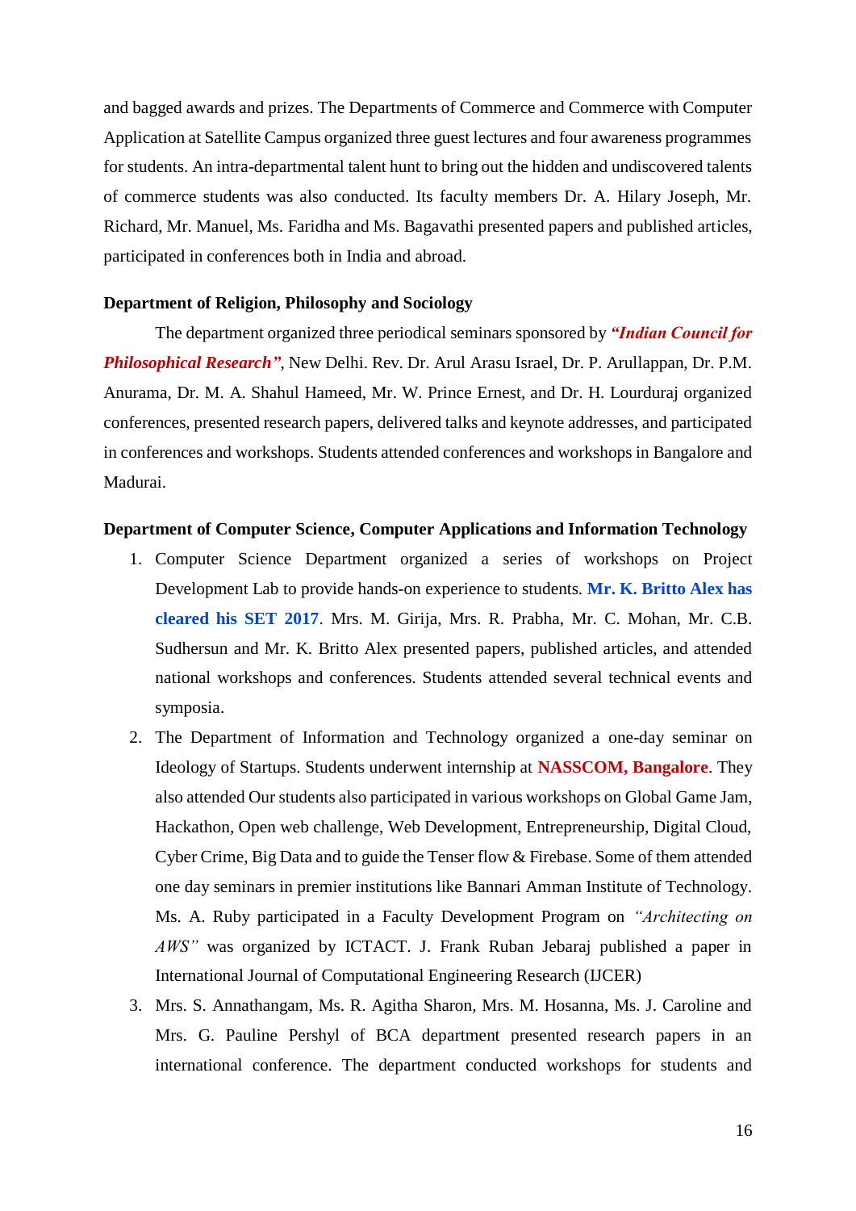and bagged awards and prizes. The Departments of Commerce and Commerce with Computer Application at Satellite Campus organized three guest lectures and four awareness programmes for students. An intra-departmental talent hunt to bring out the hidden and undiscovered talents of commerce students was also conducted. Its faculty members Dr. A. Hilary Joseph, Mr. Richard, Mr. Manuel, Ms. Faridha and Ms. Bagavathi presented papers and published articles, participated in conferences both in India and abroad.

**Department of Religion, Philosophy and Sociology**

The department organized three periodical seminars sponsored by ***"Indian Council for Philosophical Research"***, New Delhi. Rev. Dr. Arul Arasu Israel, Dr. P. Arullappan, Dr. P.M. Anurama, Dr. M. A. Shahul Hameed, Mr. W. Prince Ernest, and Dr. H. Lourduraj organized conferences, presented research papers, delivered talks and keynote addresses, and participated in conferences and workshops. Students attended conferences and workshops in Bangalore and Madurai.

**Department of Computer Science, Computer Applications and Information Technology**

1. Computer Science Department organized a series of workshops on Project Development Lab to provide hands-on experience to students. **Mr. K. Britto Alex has cleared his SET 2017**. Mrs. M. Girija, Mrs. R. Prabha, Mr. C. Mohan, Mr. C.B. Sudhersun and Mr. K. Britto Alex presented papers, published articles, and attended national workshops and conferences. Students attended several technical events and symposia.
2. The Department of Information and Technology organized a one-day seminar on Ideology of Startups. Students underwent internship at **NASSCOM, Bangalore**. They also attended Our students also participated in various workshops on Global Game Jam, Hackathon, Open web challenge, Web Development, Entrepreneurship, Digital Cloud, Cyber Crime, Big Data and to guide the Tenser flow & Firebase. Some of them attended one day seminars in premier institutions like Bannari Amman Institute of Technology. Ms. A. Ruby participated in a Faculty Development Program on *"Architecting on AWS"* was organized by ICTACT. J. Frank Ruban Jebaraj published a paper in International Journal of Computational Engineering Research (IJCER)
3. Mrs. S. Annathangam, Ms. R. Agitha Sharon, Mrs. M. Hosanna, Ms. J. Caroline and Mrs. G. Pauline Pershyl of BCA department presented research papers in an international conference. The department conducted workshops for students and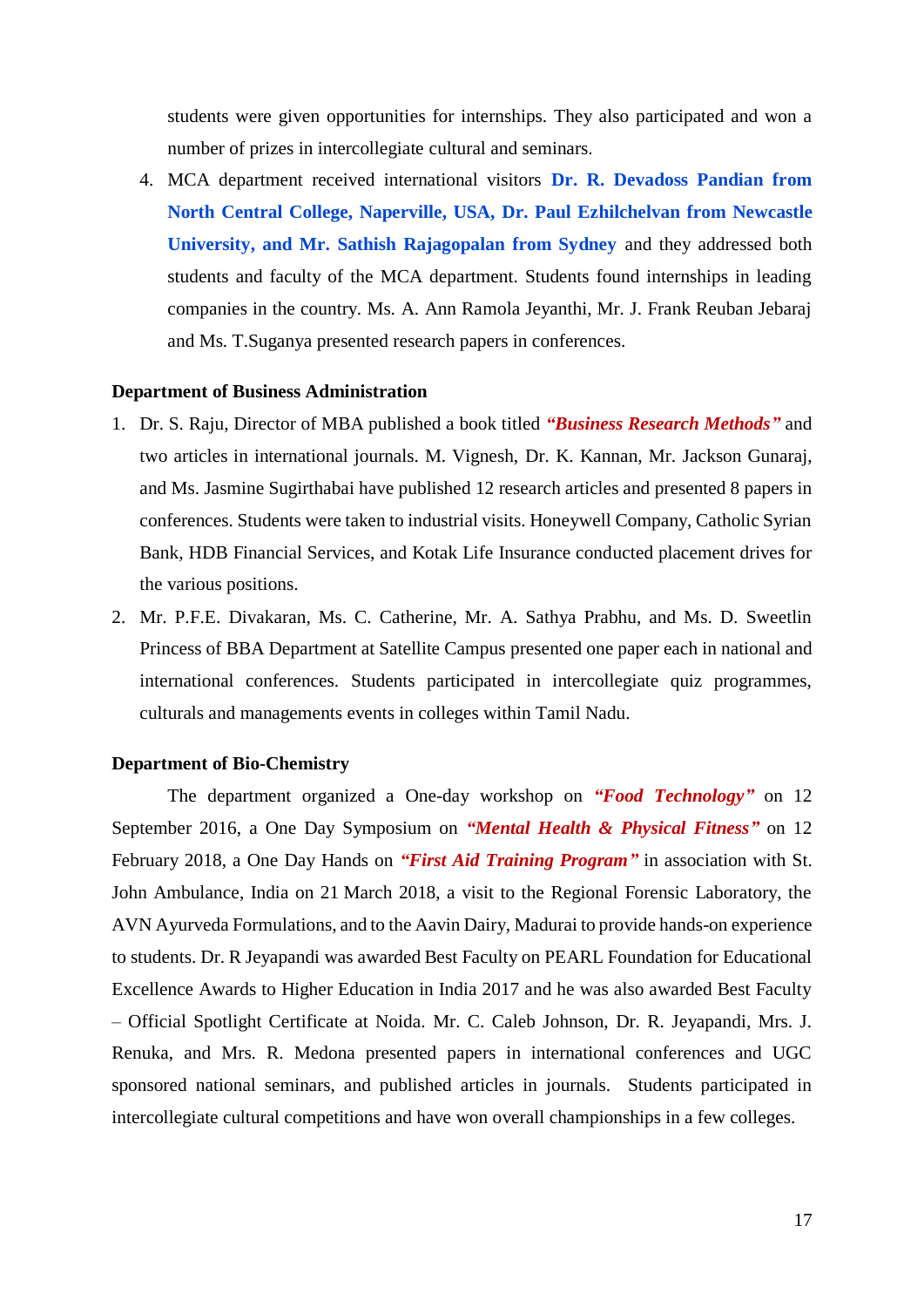students were given opportunities for internships. They also participated and won a number of prizes in intercollegiate cultural and seminars.

4. MCA department received international visitors **Dr. R. Devadoss Pandian from North Central College, Naperville, USA, Dr. Paul Ezhilchelvan from Newcastle University, and Mr. Sathish Rajagopalan from Sydney** and they addressed both students and faculty of the MCA department. Students found internships in leading companies in the country. Ms. A. Ann Ramola Jeyanthi, Mr. J. Frank Reuban Jebaraj and Ms. T.Suganya presented research papers in conferences.

**Department of Business Administration**

1. Dr. S. Raju, Director of MBA published a book titled ***"Business Research Methods"*** and two articles in international journals. M. Vignesh, Dr. K. Kannan, Mr. Jackson Gunaraj, and Ms. Jasmine Sugirthabai have published 12 research articles and presented 8 papers in conferences. Students were taken to industrial visits. Honeywell Company, Catholic Syrian Bank, HDB Financial Services, and Kotak Life Insurance conducted placement drives for the various positions.
2. Mr. P.F.E. Divakaran, Ms. C. Catherine, Mr. A. Sathya Prabhu, and Ms. D. Sweetlin Princess of BBA Department at Satellite Campus presented one paper each in national and international conferences. Students participated in intercollegiate quiz programmes, culturals and managements events in colleges within Tamil Nadu.

**Department of Bio-Chemistry**

The department organized a One-day workshop on ***"Food Technology"*** on 12 September 2016, a One Day Symposium on ***"Mental Health & Physical Fitness"*** on 12 February 2018, a One Day Hands on ***"First Aid Training Program"*** in association with St. John Ambulance, India on 21 March 2018, a visit to the Regional Forensic Laboratory, the AVN Ayurveda Formulations, and to the Aavin Dairy, Madurai to provide hands-on experience to students. Dr. R Jeyapandi was awarded Best Faculty on PEARL Foundation for Educational Excellence Awards to Higher Education in India 2017 and he was also awarded Best Faculty – Official Spotlight Certificate at Noida. Mr. C. Caleb Johnson, Dr. R. Jeyapandi, Mrs. J. Renuka, and Mrs. R. Medona presented papers in international conferences and UGC sponsored national seminars, and published articles in journals. Students participated in intercollegiate cultural competitions and have won overall championships in a few colleges.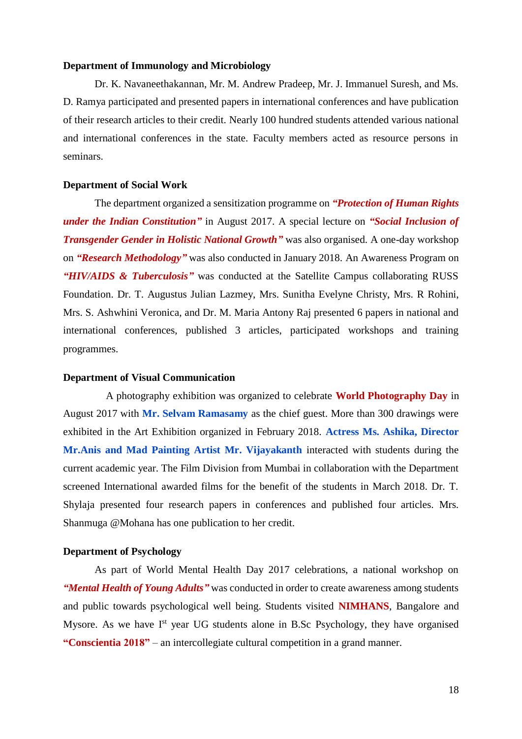**Department of Immunology and Microbiology**

Dr. K. Navaneethakannan, Mr. M. Andrew Pradeep, Mr. J. Immanuel Suresh, and Ms. D. Ramya participated and presented papers in international conferences and have publication of their research articles to their credit. Nearly 100 hundred students attended various national and international conferences in the state. Faculty members acted as resource persons in seminars.

**Department of Social Work**

The department organized a sensitization programme on ***"Protection of Human Rights under the Indian Constitution"*** in August 2017. A special lecture on ***"Social Inclusion of Transgender Gender in Holistic National Growth"*** was also organised. A one-day workshop on ***"Research Methodology"*** was also conducted in January 2018. An Awareness Program on ***"HIV/AIDS & Tuberculosis"*** was conducted at the Satellite Campus collaborating RUSS Foundation. Dr. T. Augustus Julian Lazmey, Mrs. Sunitha Evelyne Christy, Mrs. R Rohini, Mrs. S. Ashwhini Veronica, and Dr. M. Maria Antony Raj presented 6 papers in national and international conferences, published 3 articles, participated workshops and training programmes.

**Department of Visual Communication**

A photography exhibition was organized to celebrate **World Photography Day** in August 2017 with **Mr. Selvam Ramasamy** as the chief guest. More than 300 drawings were exhibited in the Art Exhibition organized in February 2018. **Actress Ms. Ashika, Director Mr.Anis and Mad Painting Artist Mr. Vijayakanth** interacted with students during the current academic year. The Film Division from Mumbai in collaboration with the Department screened International awarded films for the benefit of the students in March 2018. Dr. T. Shylaja presented four research papers in conferences and published four articles. Mrs. Shanmuga @Mohana has one publication to her credit.

**Department of Psychology**

As part of World Mental Health Day 2017 celebrations, a national workshop on ***"Mental Health of Young Adults"*** was conducted in order to create awareness among students and public towards psychological well being. Students visited **NIMHANS**, Bangalore and Mysore. As we have I$^{st}$ year UG students alone in B.Sc Psychology, they have organised **"Conscientia 2018"** – an intercollegiate cultural competition in a grand manner.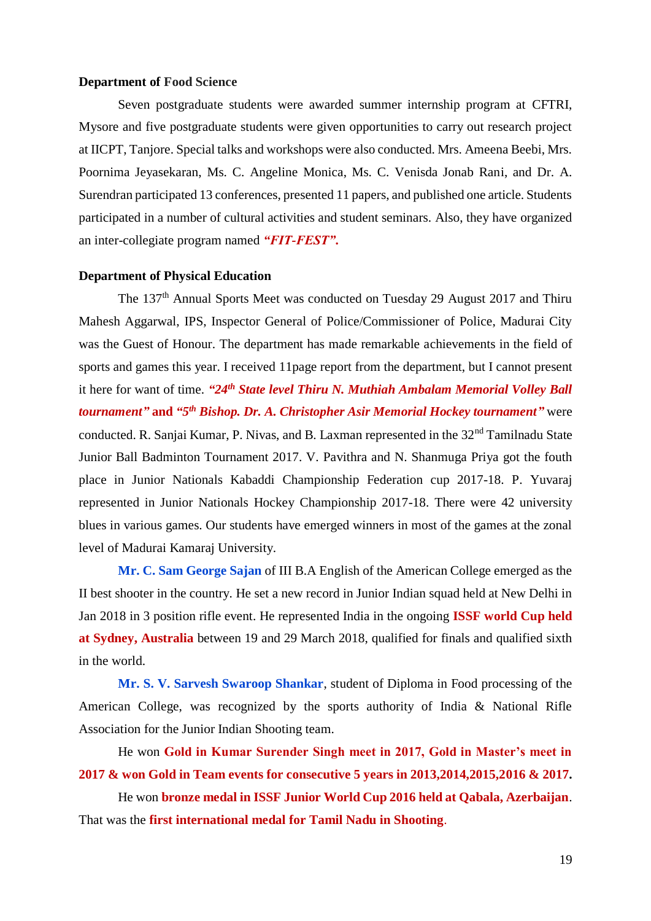**Department of Food Science**

Seven postgraduate students were awarded summer internship program at CFTRI, Mysore and five postgraduate students were given opportunities to carry out research project at IICPT, Tanjore. Special talks and workshops were also conducted. Mrs. Ameena Beebi, Mrs. Poornima Jeyasekaran, Ms. C. Angeline Monica, Ms. C. Venisda Jonab Rani, and Dr. A. Surendran participated 13 conferences, presented 11 papers, and published one article. Students participated in a number of cultural activities and student seminars. Also, they have organized an inter-collegiate program named ***"FIT-FEST".***

**Department of Physical Education**

The 137$^{th}$ Annual Sports Meet was conducted on Tuesday 29 August 2017 and Thiru Mahesh Aggarwal, IPS, Inspector General of Police/Commissioner of Police, Madurai City was the Guest of Honour. The department has made remarkable achievements in the field of sports and games this year. I received 11page report from the department, but I cannot present it here for want of time. ***"24$^{th}$ State level Thiru N. Muthiah Ambalam Memorial Volley Ball tournament"*** **and** ***"5$^{th}$ Bishop. Dr. A. Christopher Asir Memorial Hockey tournament"*** were conducted. R. Sanjai Kumar, P. Nivas, and B. Laxman represented in the 32$^{nd}$ Tamilnadu State Junior Ball Badminton Tournament 2017. V. Pavithra and N. Shanmuga Priya got the fouth place in Junior Nationals Kabaddi Championship Federation cup 2017-18. P. Yuvaraj represented in Junior Nationals Hockey Championship 2017-18. There were 42 university blues in various games. Our students have emerged winners in most of the games at the zonal level of Madurai Kamaraj University.

**Mr. C. Sam George Sajan** of III B.A English of the American College emerged as the II best shooter in the country. He set a new record in Junior Indian squad held at New Delhi in Jan 2018 in 3 position rifle event. He represented India in the ongoing **ISSF world Cup held at Sydney, Australia** between 19 and 29 March 2018, qualified for finals and qualified sixth in the world.

**Mr. S. V. Sarvesh Swaroop Shankar**, student of Diploma in Food processing of the American College, was recognized by the sports authority of India & National Rifle Association for the Junior Indian Shooting team.

He won **Gold in Kumar Surender Singh meet in 2017, Gold in Master's meet in 2017 & won Gold in Team events for consecutive 5 years in 2013,2014,2015,2016 & 2017.**

He won **bronze medal in ISSF Junior World Cup 2016 held at Qabala, Azerbaijan**. That was the **first international medal for Tamil Nadu in Shooting**.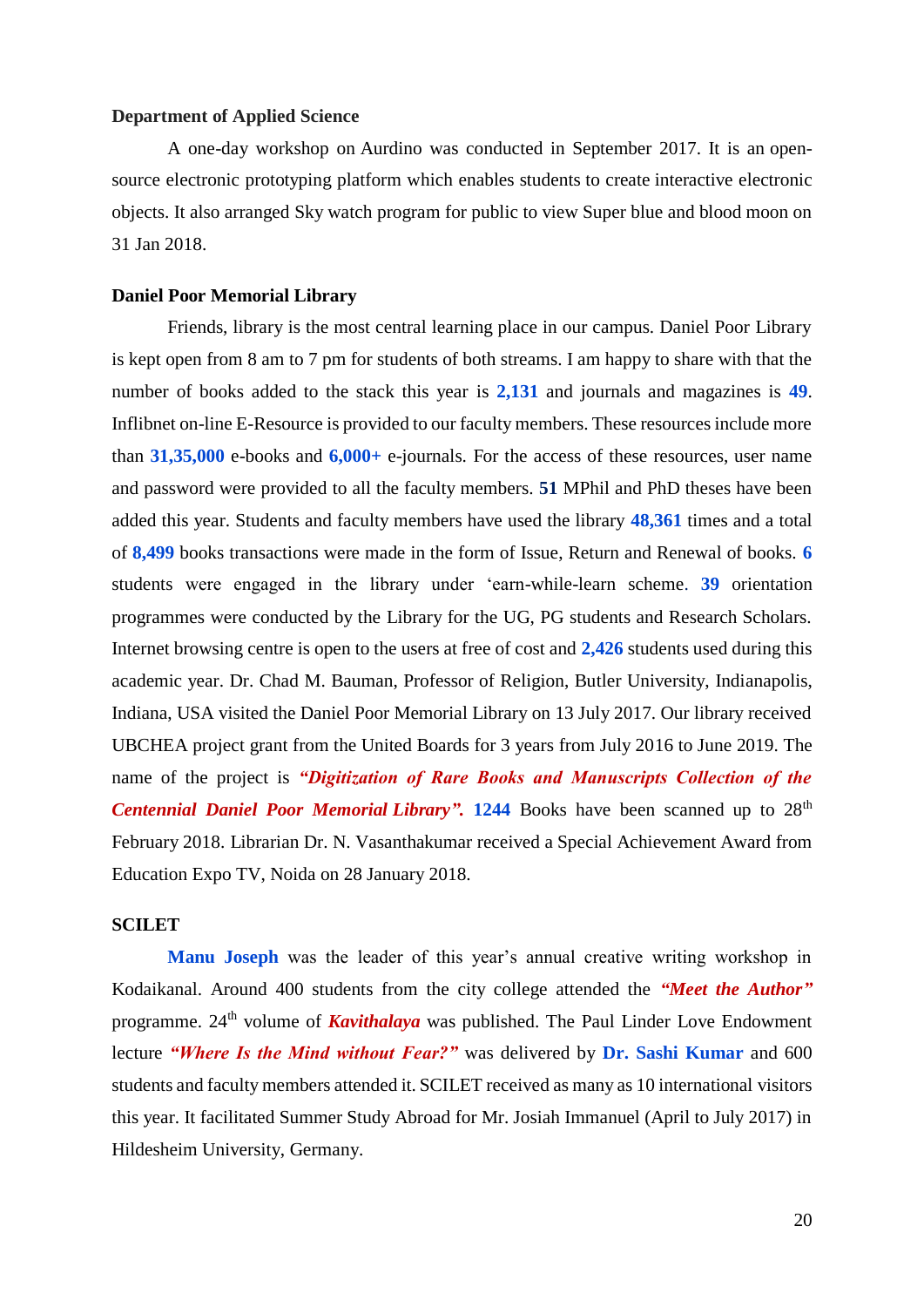**Department of Applied Science**

A one-day workshop on Aurdino was conducted in September 2017. It is an open-source electronic prototyping platform which enables students to create interactive electronic objects. It also arranged Sky watch program for public to view Super blue and blood moon on 31 Jan 2018.

**Daniel Poor Memorial Library**

Friends, library is the most central learning place in our campus. Daniel Poor Library is kept open from 8 am to 7 pm for students of both streams. I am happy to share with that the number of books added to the stack this year is **2,131** and journals and magazines is **49**. Inflibnet on-line E-Resource is provided to our faculty members. These resources include more than **31,35,000** e-books and **6,000+** e-journals. For the access of these resources, user name and password were provided to all the faculty members. **51** MPhil and PhD theses have been added this year. Students and faculty members have used the library **48,361** times and a total of **8,499** books transactions were made in the form of Issue, Return and Renewal of books. **6** students were engaged in the library under 'earn-while-learn scheme. **39** orientation programmes were conducted by the Library for the UG, PG students and Research Scholars. Internet browsing centre is open to the users at free of cost and **2,426** students used during this academic year. Dr. Chad M. Bauman, Professor of Religion, Butler University, Indianapolis, Indiana, USA visited the Daniel Poor Memorial Library on 13 July 2017. Our library received UBCHEA project grant from the United Boards for 3 years from July 2016 to June 2019. The name of the project is ***"Digitization of Rare Books and Manuscripts Collection of the Centennial Daniel Poor Memorial Library".*** **1244** Books have been scanned up to 28th February 2018. Librarian Dr. N. Vasanthakumar received a Special Achievement Award from Education Expo TV, Noida on 28 January 2018.

**SCILET**

**Manu Joseph** was the leader of this year's annual creative writing workshop in Kodaikanal. Around 400 students from the city college attended the ***"Meet the Author"*** programme. 24th volume of ***Kavithalaya*** was published. The Paul Linder Love Endowment lecture ***"Where Is the Mind without Fear?"*** was delivered by **Dr. Sashi Kumar** and 600 students and faculty members attended it. SCILET received as many as 10 international visitors this year. It facilitated Summer Study Abroad for Mr. Josiah Immanuel (April to July 2017) in Hildesheim University, Germany.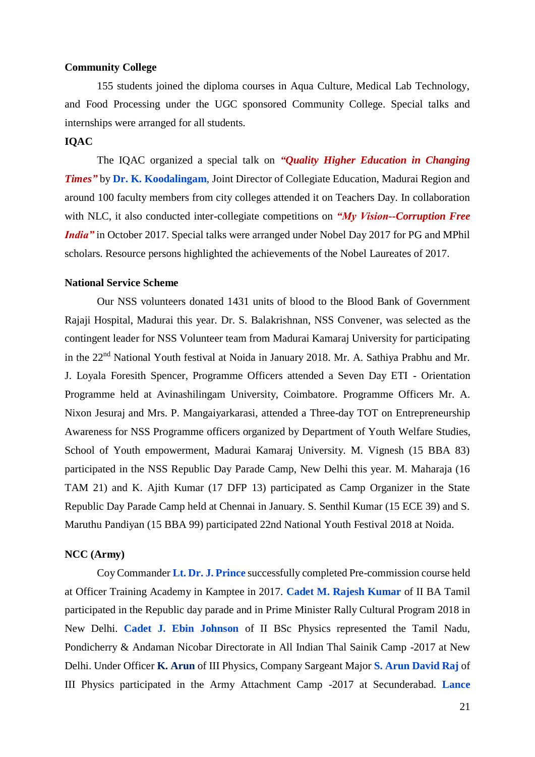**Community College**

155 students joined the diploma courses in Aqua Culture, Medical Lab Technology, and Food Processing under the UGC sponsored Community College. Special talks and internships were arranged for all students.

**IQAC**

The IQAC organized a special talk on ***"Quality Higher Education in Changing Times"*** by **Dr. K. Koodalingam**, Joint Director of Collegiate Education, Madurai Region and around 100 faculty members from city colleges attended it on Teachers Day. In collaboration with NLC, it also conducted inter-collegiate competitions on ***"My Vision--Corruption Free India"*** in October 2017. Special talks were arranged under Nobel Day 2017 for PG and MPhil scholars. Resource persons highlighted the achievements of the Nobel Laureates of 2017.

**National Service Scheme**

Our NSS volunteers donated 1431 units of blood to the Blood Bank of Government Rajaji Hospital, Madurai this year. Dr. S. Balakrishnan, NSS Convener, was selected as the contingent leader for NSS Volunteer team from Madurai Kamaraj University for participating in the 22nd National Youth festival at Noida in January 2018. Mr. A. Sathiya Prabhu and Mr. J. Loyala Foresith Spencer, Programme Officers attended a Seven Day ETI - Orientation Programme held at Avinashilingam University, Coimbatore. Programme Officers Mr. A. Nixon Jesuraj and Mrs. P. Mangaiyarkarasi, attended a Three-day TOT on Entrepreneurship Awareness for NSS Programme officers organized by Department of Youth Welfare Studies, School of Youth empowerment, Madurai Kamaraj University. M. Vignesh (15 BBA 83) participated in the NSS Republic Day Parade Camp, New Delhi this year. M. Maharaja (16 TAM 21) and K. Ajith Kumar (17 DFP 13) participated as Camp Organizer in the State Republic Day Parade Camp held at Chennai in January. S. Senthil Kumar (15 ECE 39) and S. Maruthu Pandiyan (15 BBA 99) participated 22nd National Youth Festival 2018 at Noida.

**NCC (Army)**

Coy Commander **Lt. Dr. J. Prince** successfully completed Pre-commission course held at Officer Training Academy in Kamptee in 2017. **Cadet M. Rajesh Kumar** of II BA Tamil participated in the Republic day parade and in Prime Minister Rally Cultural Program 2018 in New Delhi. **Cadet J. Ebin Johnson** of II BSc Physics represented the Tamil Nadu, Pondicherry & Andaman Nicobar Directorate in All Indian Thal Sainik Camp -2017 at New Delhi. Under Officer **K. Arun** of III Physics, Company Sargeant Major **S. Arun David Raj** of III Physics participated in the Army Attachment Camp -2017 at Secunderabad. **Lance**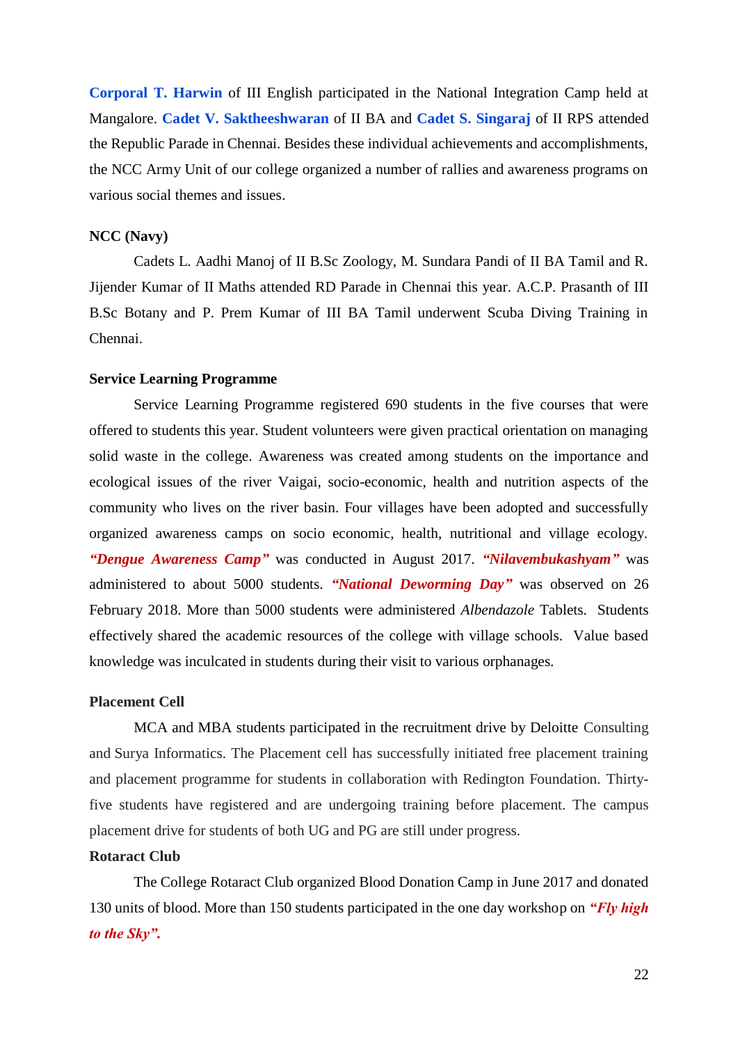**Corporal T. Harwin** of III English participated in the National Integration Camp held at Mangalore. **Cadet V. Saktheeshwaran** of II BA and **Cadet S. Singaraj** of II RPS attended the Republic Parade in Chennai. Besides these individual achievements and accomplishments, the NCC Army Unit of our college organized a number of rallies and awareness programs on various social themes and issues.

**NCC (Navy)**

Cadets L. Aadhi Manoj of II B.Sc Zoology, M. Sundara Pandi of II BA Tamil and R. Jijender Kumar of II Maths attended RD Parade in Chennai this year. A.C.P. Prasanth of III B.Sc Botany and P. Prem Kumar of III BA Tamil underwent Scuba Diving Training in Chennai.

**Service Learning Programme**

Service Learning Programme registered 690 students in the five courses that were offered to students this year. Student volunteers were given practical orientation on managing solid waste in the college. Awareness was created among students on the importance and ecological issues of the river Vaigai, socio-economic, health and nutrition aspects of the community who lives on the river basin. Four villages have been adopted and successfully organized awareness camps on socio economic, health, nutritional and village ecology. ***"Dengue Awareness Camp"*** was conducted in August 2017. ***"Nilavembukashyam"*** was administered to about 5000 students. ***"National Deworming Day"*** was observed on 26 February 2018. More than 5000 students were administered *Albendazole* Tablets. Students effectively shared the academic resources of the college with village schools. Value based knowledge was inculcated in students during their visit to various orphanages.

**Placement Cell**

MCA and MBA students participated in the recruitment drive by Deloitte Consulting and Surya Informatics. The Placement cell has successfully initiated free placement training and placement programme for students in collaboration with Redington Foundation. Thirty-five students have registered and are undergoing training before placement. The campus placement drive for students of both UG and PG are still under progress.

**Rotaract Club**

The College Rotaract Club organized Blood Donation Camp in June 2017 and donated 130 units of blood. More than 150 students participated in the one day workshop on ***"Fly high to the Sky".***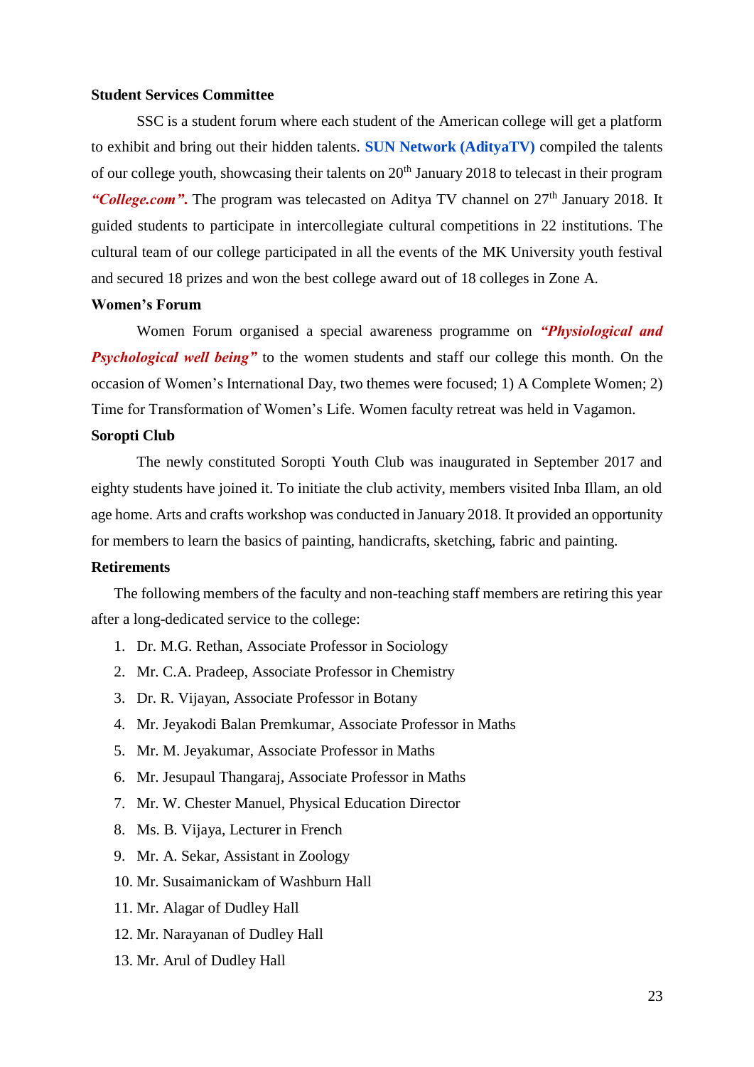**Student Services Committee**

SSC is a student forum where each student of the American college will get a platform to exhibit and bring out their hidden talents. **SUN Network (AdityaTV)** compiled the talents of our college youth, showcasing their talents on 20th January 2018 to telecast in their program ***"College.com"***. The program was telecasted on Aditya TV channel on 27th January 2018. It guided students to participate in intercollegiate cultural competitions in 22 institutions. The cultural team of our college participated in all the events of the MK University youth festival and secured 18 prizes and won the best college award out of 18 colleges in Zone A.

**Women's Forum**

Women Forum organised a special awareness programme on ***"Physiological and Psychological well being"*** to the women students and staff our college this month. On the occasion of Women's International Day, two themes were focused; 1) A Complete Women; 2) Time for Transformation of Women's Life. Women faculty retreat was held in Vagamon.

**Soropti Club**

The newly constituted Soropti Youth Club was inaugurated in September 2017 and eighty students have joined it. To initiate the club activity, members visited Inba Illam, an old age home. Arts and crafts workshop was conducted in January 2018. It provided an opportunity for members to learn the basics of painting, handicrafts, sketching, fabric and painting.

**Retirements**

The following members of the faculty and non-teaching staff members are retiring this year after a long-dedicated service to the college:

1. Dr. M.G. Rethan, Associate Professor in Sociology
2. Mr. C.A. Pradeep, Associate Professor in Chemistry
3. Dr. R. Vijayan, Associate Professor in Botany
4. Mr. Jeyakodi Balan Premkumar, Associate Professor in Maths
5. Mr. M. Jeyakumar, Associate Professor in Maths
6. Mr. Jesupaul Thangaraj, Associate Professor in Maths
7. Mr. W. Chester Manuel, Physical Education Director
8. Ms. B. Vijaya, Lecturer in French
9. Mr. A. Sekar, Assistant in Zoology
10. Mr. Susaimanickam of Washburn Hall
11. Mr. Alagar of Dudley Hall
12. Mr. Narayanan of Dudley Hall
13. Mr. Arul of Dudley Hall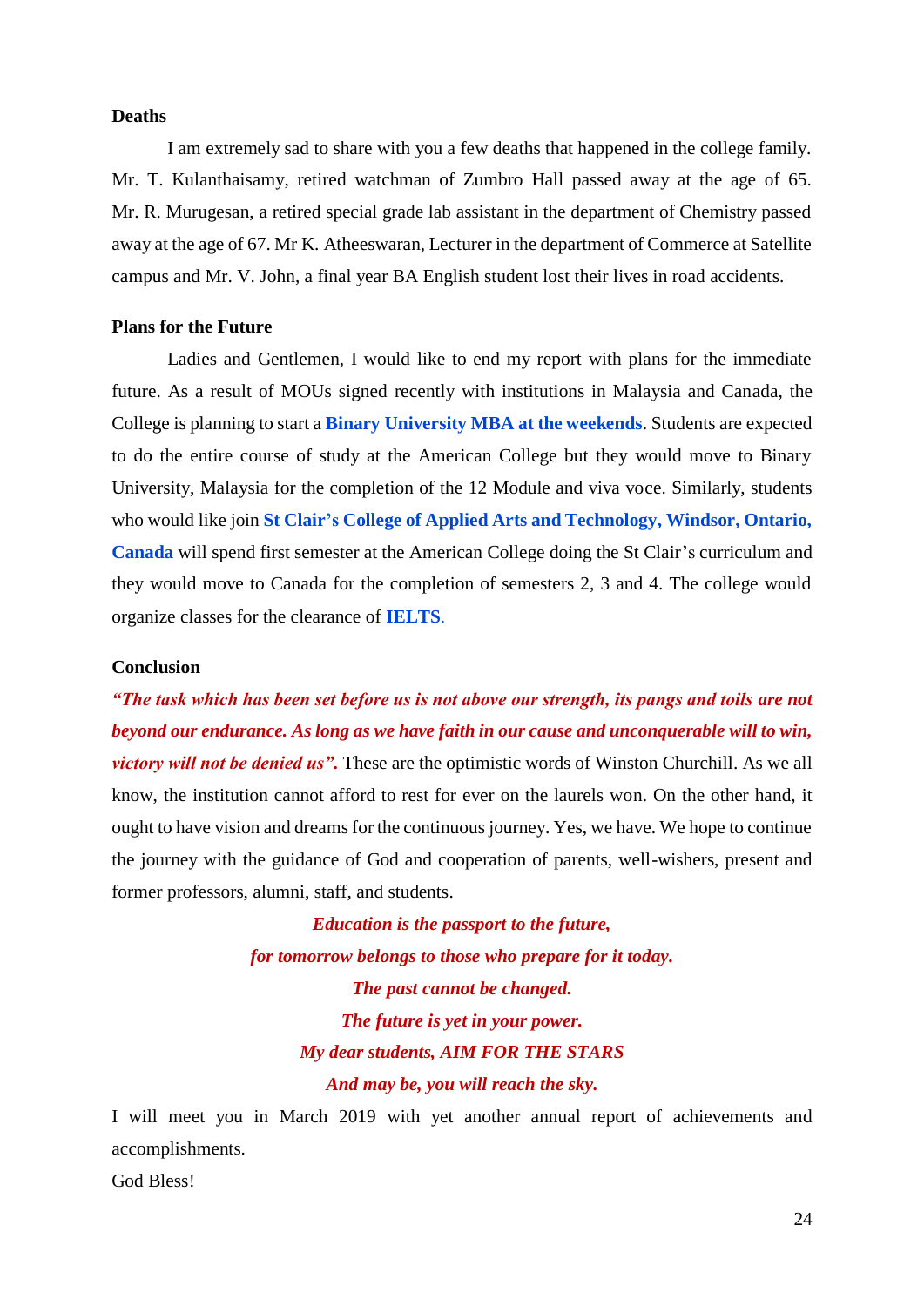**Deaths**

I am extremely sad to share with you a few deaths that happened in the college family. Mr. T. Kulanthaisamy, retired watchman of Zumbro Hall passed away at the age of 65. Mr. R. Murugesan, a retired special grade lab assistant in the department of Chemistry passed away at the age of 67. Mr K. Atheeswaran, Lecturer in the department of Commerce at Satellite campus and Mr. V. John, a final year BA English student lost their lives in road accidents.

**Plans for the Future**

Ladies and Gentlemen, I would like to end my report with plans for the immediate future. As a result of MOUs signed recently with institutions in Malaysia and Canada, the College is planning to start a **Binary University MBA at the weekends**. Students are expected to do the entire course of study at the American College but they would move to Binary University, Malaysia for the completion of the 12 Module and viva voce. Similarly, students who would like join **St Clair's College of Applied Arts and Technology, Windsor, Ontario, Canada** will spend first semester at the American College doing the St Clair's curriculum and they would move to Canada for the completion of semesters 2, 3 and 4. The college would organize classes for the clearance of **IELTS**.

**Conclusion**

***"The task which has been set before us is not above our strength, its pangs and toils are not beyond our endurance. As long as we have faith in our cause and unconquerable will to win, victory will not be denied us".*** These are the optimistic words of Winston Churchill. As we all know, the institution cannot afford to rest for ever on the laurels won. On the other hand, it ought to have vision and dreams for the continuous journey. Yes, we have. We hope to continue the journey with the guidance of God and cooperation of parents, well-wishers, present and former professors, alumni, staff, and students.

***Education is the passport to the future,***
***for tomorrow belongs to those who prepare for it today.***
***The past cannot be changed.***
***The future is yet in your power.***
***My dear students, AIM FOR THE STARS***
***And may be, you will reach the sky.***

I will meet you in March 2019 with yet another annual report of achievements and accomplishments.

God Bless!